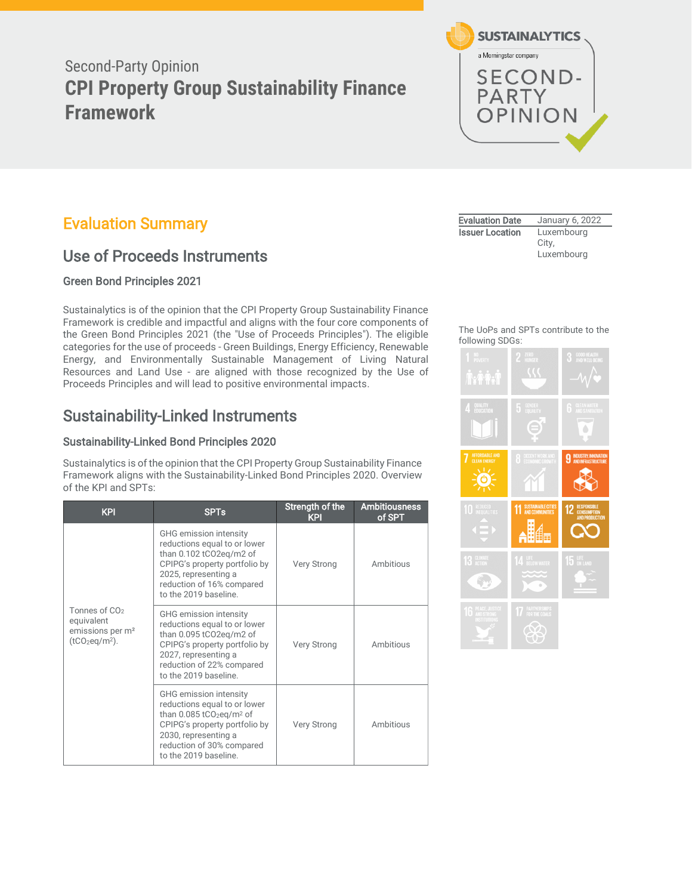Second-Party Opinion

# CPI Property Group Sustainability Finance Framework

SUSTAINALYTICS
a Morningstar company
SECOND-PARTY OPINION

| Evaluation Date | January 6, 2022 |
|---|---|
| Issuer Location | Luxembourg City, Luxembourg |

## Evaluation Summary

## Use of Proceeds Instruments

### Green Bond Principles 2021

Sustainalytics is of the opinion that the CPI Property Group Sustainability Finance Framework is credible and impactful and aligns with the four core components of the Green Bond Principles 2021 (the "Use of Proceeds Principles"). The eligible categories for the use of proceeds - Green Buildings, Energy Efficiency, Renewable Energy, and Environmentally Sustainable Management of Living Natural Resources and Land Use - are aligned with those recognized by the Use of Proceeds Principles and will lead to positive environmental impacts.

## Sustainability-Linked Instruments

### Sustainability-Linked Bond Principles 2020

Sustainalytics is of the opinion that the CPI Property Group Sustainability Finance Framework aligns with the Sustainability-Linked Bond Principles 2020. Overview of the KPI and SPTs:

| KPI | SPTs | Strength of the KPI | Ambitiousness of SPT |
|---|---|---|---|
| Tonnes of $CO_2$ equivalent emissions per m² ($tCO_2eq/m^2$). | GHG emission intensity reductions equal to or lower than 0.102 tCO2eq/m2 of CPIPG's property portfolio by 2025, representing a reduction of 16% compared to the 2019 baseline. | Very Strong | Ambitious |
| | GHG emission intensity reductions equal to or lower than 0.095 tCO2eq/m2 of CPIPG's property portfolio by 2027, representing a reduction of 22% compared to the 2019 baseline. | Very Strong | Ambitious |
| | GHG emission intensity reductions equal to or lower than 0.085 $tCO_2eq/m^2$ of CPIPG's property portfolio by 2030, representing a reduction of 30% compared to the 2019 baseline. | Very Strong | Ambitious |

The UoPs and SPTs contribute to the following SDGs:

7 Affordable and Clean Energy; 9 Industry, Innovation and Infrastructure; 11 Sustainable Cities and Communities; 12 Responsible Consumption and Production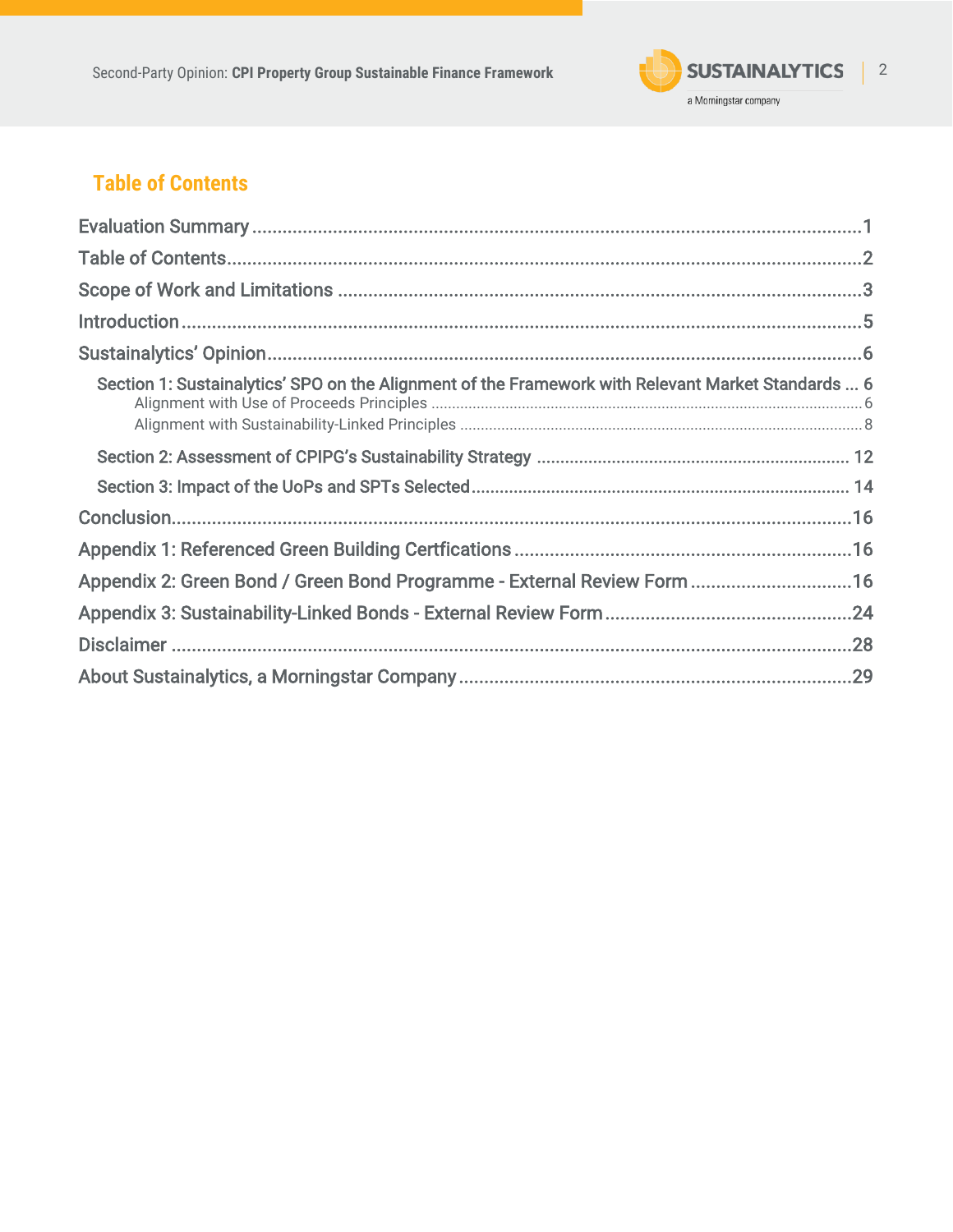## Table of Contents

Evaluation Summary ........................................................................................................1

Table of Contents..............................................................................................................2

Scope of Work and Limitations ........................................................................................3

Introduction.......................................................................................................................5

Sustainalytics' Opinion.....................................................................................................6

- Section 1: Sustainalytics' SPO on the Alignment of the Framework with Relevant Market Standards ... 6
  - Alignment with Use of Proceeds Principles ........................................................................................ 6
  - Alignment with Sustainability-Linked Principles ................................................................................ 8
- Section 2: Assessment of CPIPG's Sustainability Strategy ................................................................ 12
- Section 3: Impact of the UoPs and SPTs Selected.............................................................................. 14

Conclusion.......................................................................................................................16

Appendix 1: Referenced Green Building Certfications ...................................................16

Appendix 2: Green Bond / Green Bond Programme - External Review Form ................16

Appendix 3: Sustainability-Linked Bonds - External Review Form.................................24

Disclaimer .......................................................................................................................28

About Sustainalytics, a Morningstar Company ..............................................................29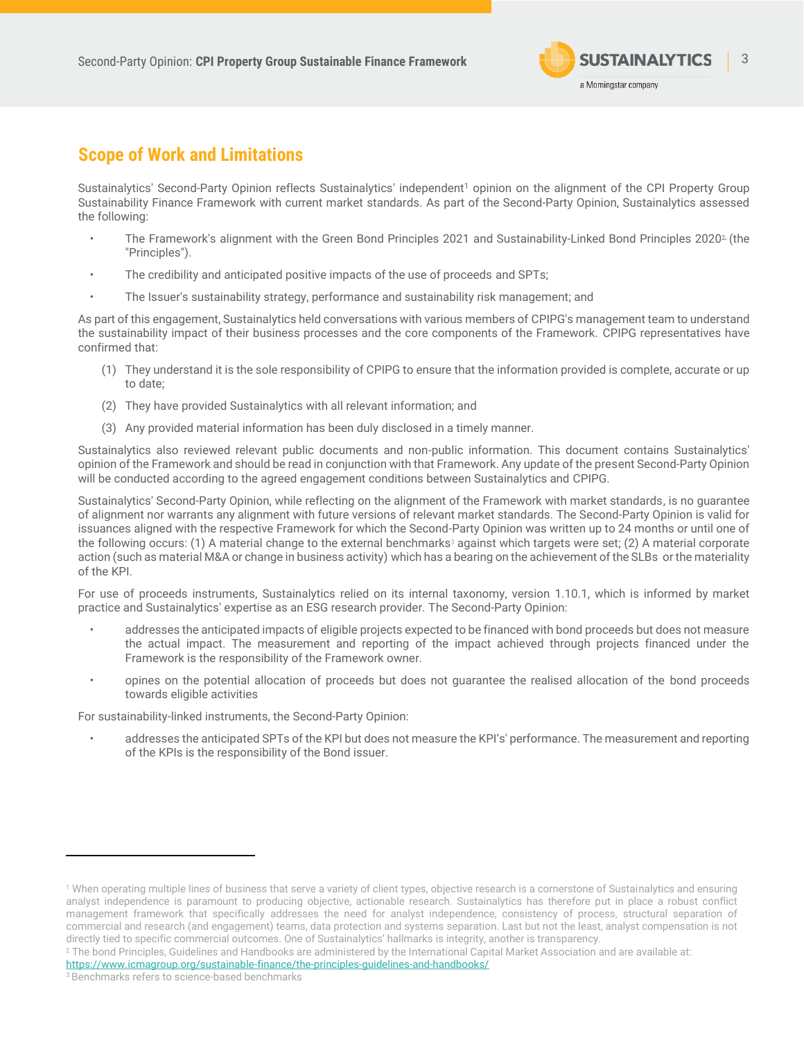## Scope of Work and Limitations

Sustainalytics' Second-Party Opinion reflects Sustainalytics' independent[1] opinion on the alignment of the CPI Property Group Sustainability Finance Framework with current market standards. As part of the Second-Party Opinion, Sustainalytics assessed the following:

- The Framework's alignment with the Green Bond Principles 2021 and Sustainability-Linked Bond Principles 2020[2], (the "Principles").
- The credibility and anticipated positive impacts of the use of proceeds and SPTs;
- The Issuer's sustainability strategy, performance and sustainability risk management; and

As part of this engagement, Sustainalytics held conversations with various members of CPIPG's management team to understand the sustainability impact of their business processes and the core components of the Framework. CPIPG representatives have confirmed that:

(1) They understand it is the sole responsibility of CPIPG to ensure that the information provided is complete, accurate or up to date;

(2) They have provided Sustainalytics with all relevant information; and

(3) Any provided material information has been duly disclosed in a timely manner.

Sustainalytics also reviewed relevant public documents and non-public information. This document contains Sustainalytics' opinion of the Framework and should be read in conjunction with that Framework. Any update of the present Second-Party Opinion will be conducted according to the agreed engagement conditions between Sustainalytics and CPIPG.

Sustainalytics' Second-Party Opinion, while reflecting on the alignment of the Framework with market standards, is no guarantee of alignment nor warrants any alignment with future versions of relevant market standards. The Second-Party Opinion is valid for issuances aligned with the respective Framework for which the Second-Party Opinion was written up to 24 months or until one of the following occurs: (1) A material change to the external benchmarks[3] against which targets were set; (2) A material corporate action (such as material M&A or change in business activity) which has a bearing on the achievement of the SLBs or the materiality of the KPI.

For use of proceeds instruments, Sustainalytics relied on its internal taxonomy, version 1.10.1, which is informed by market practice and Sustainalytics' expertise as an ESG research provider. The Second-Party Opinion:

- addresses the anticipated impacts of eligible projects expected to be financed with bond proceeds but does not measure the actual impact. The measurement and reporting of the impact achieved through projects financed under the Framework is the responsibility of the Framework owner.
- opines on the potential allocation of proceeds but does not guarantee the realised allocation of the bond proceeds towards eligible activities

For sustainability-linked instruments, the Second-Party Opinion:

- addresses the anticipated SPTs of the KPI but does not measure the KPI's' performance. The measurement and reporting of the KPIs is the responsibility of the Bond issuer.

---

[1] When operating multiple lines of business that serve a variety of client types, objective research is a cornerstone of Sustainalytics and ensuring analyst independence is paramount to producing objective, actionable research. Sustainalytics has therefore put in place a robust conflict management framework that specifically addresses the need for analyst independence, consistency of process, structural separation of commercial and research (and engagement) teams, data protection and systems separation. Last but not the least, analyst compensation is not directly tied to specific commercial outcomes. One of Sustainalytics' hallmarks is integrity, another is transparency.

[2] The bond Principles, Guidelines and Handbooks are administered by the International Capital Market Association and are available at: https://www.icmagroup.org/sustainable-finance/the-principles-guidelines-and-handbooks/

[3] Benchmarks refers to science-based benchmarks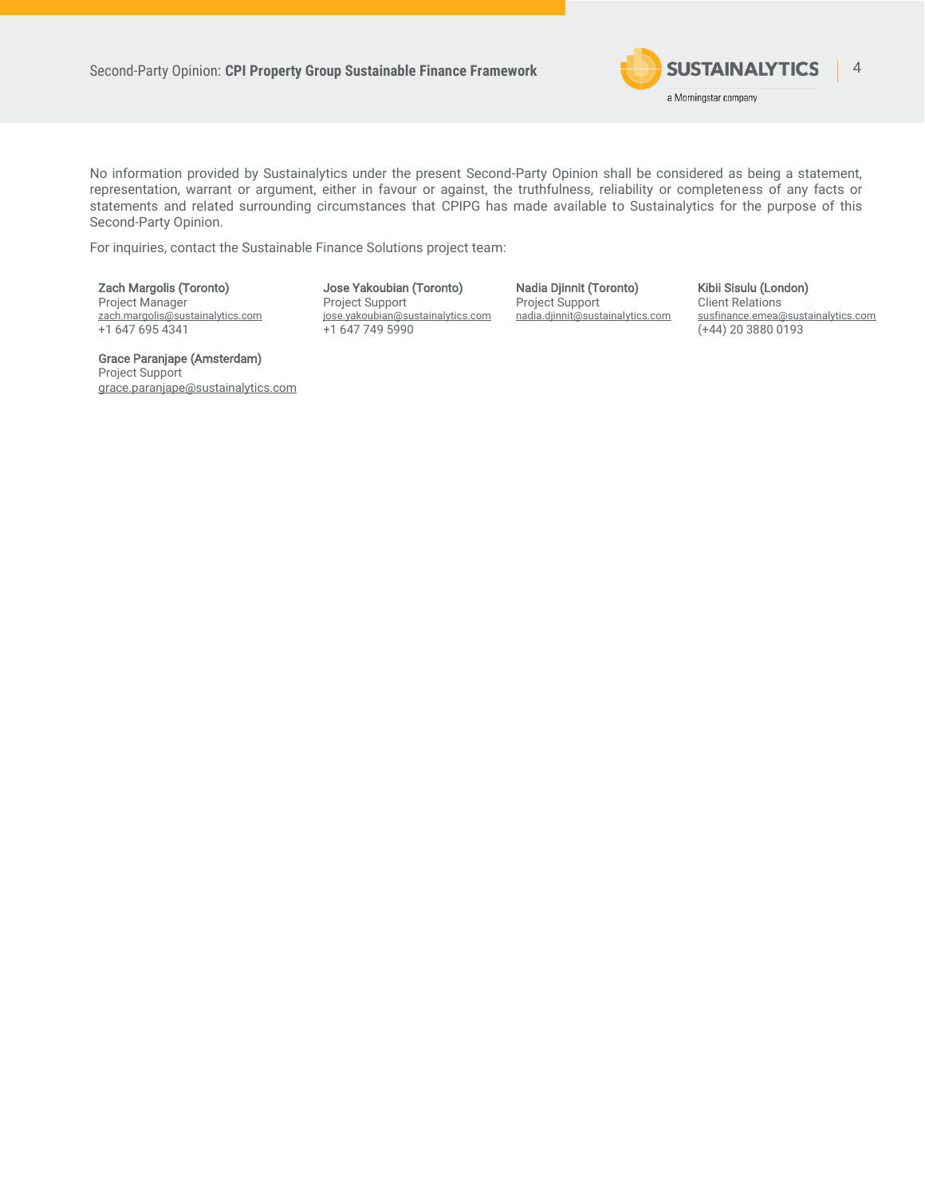No information provided by Sustainalytics under the present Second-Party Opinion shall be considered as being a statement, representation, warrant or argument, either in favour or against, the truthfulness, reliability or completeness of any facts or statements and related surrounding circumstances that CPIPG has made available to Sustainalytics for the purpose of this Second-Party Opinion.

For inquiries, contact the Sustainable Finance Solutions project team:

**Zach Margolis (Toronto)**
Project Manager
zach.margolis@sustainalytics.com
+1 647 695 4341

**Jose Yakoubian (Toronto)**
Project Support
jose.yakoubian@sustainalytics.com
+1 647 749 5990

**Nadia Djinnit (Toronto)**
Project Support
nadia.djinnit@sustainalytics.com

**Kibii Sisulu (London)**
Client Relations
susfinance.emea@sustainalytics.com
(+44) 20 3880 0193

**Grace Paranjape (Amsterdam)**
Project Support
grace.paranjape@sustainalytics.com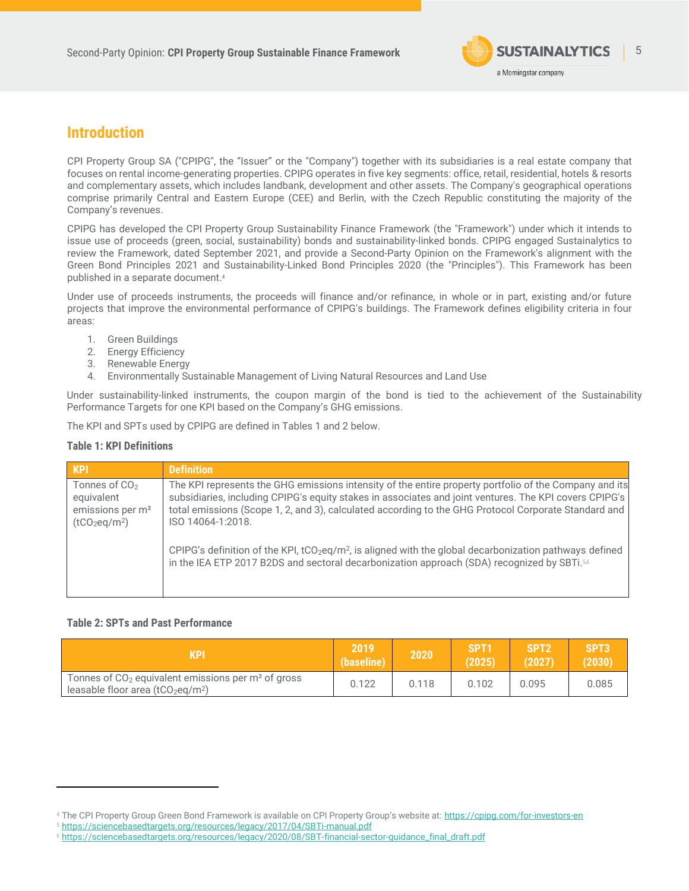## Introduction

CPI Property Group SA ("CPIPG", the "Issuer" or the "Company") together with its subsidiaries is a real estate company that focuses on rental income-generating properties. CPIPG operates in five key segments: office, retail, residential, hotels & resorts and complementary assets, which includes landbank, development and other assets. The Company's geographical operations comprise primarily Central and Eastern Europe (CEE) and Berlin, with the Czech Republic constituting the majority of the Company's revenues.

CPIPG has developed the CPI Property Group Sustainability Finance Framework (the "Framework") under which it intends to issue use of proceeds (green, social, sustainability) bonds and sustainability-linked bonds. CPIPG engaged Sustainalytics to review the Framework, dated September 2021, and provide a Second-Party Opinion on the Framework's alignment with the Green Bond Principles 2021 and Sustainability-Linked Bond Principles 2020 (the "Principles"). This Framework has been published in a separate document.[4]

Under use of proceeds instruments, the proceeds will finance and/or refinance, in whole or in part, existing and/or future projects that improve the environmental performance of CPIPG's buildings. The Framework defines eligibility criteria in four areas:

1. Green Buildings
2. Energy Efficiency
3. Renewable Energy
4. Environmentally Sustainable Management of Living Natural Resources and Land Use

Under sustainability-linked instruments, the coupon margin of the bond is tied to the achievement of the Sustainability Performance Targets for one KPI based on the Company's GHG emissions.

The KPI and SPTs used by CPIPG are defined in Tables 1 and 2 below.

**Table 1: KPI Definitions**

| KPI | Definition |
|---|---|
| Tonnes of $CO_2$ equivalent emissions per m² ($tCO_2eq/m^2$) | The KPI represents the GHG emissions intensity of the entire property portfolio of the Company and its subsidiaries, including CPIPG's equity stakes in associates and joint ventures. The KPI covers CPIPG's total emissions (Scope 1, 2, and 3), calculated according to the GHG Protocol Corporate Standard and ISO 14064-1:2018.<br><br>CPIPG's definition of the KPI, $tCO_2eq/m^2$, is aligned with the global decarbonization pathways defined in the IEA ETP 2017 B2DS and sectoral decarbonization approach (SDA) recognized by SBTi.[5,6] |

**Table 2: SPTs and Past Performance**

| KPI | 2019 (baseline) | 2020 | SPT1 (2025) | SPT2 (2027) | SPT3 (2030) |
|---|---|---|---|---|---|
| Tonnes of $CO_2$ equivalent emissions per m² of gross leasable floor area ($tCO_2eq/m^2$) | 0.122 | 0.118 | 0.102 | 0.095 | 0.085 |

---

[4] The CPI Property Group Green Bond Framework is available on CPI Property Group's website at: https://cpipg.com/for-investors-en

[5] https://sciencebasedtargets.org/resources/legacy/2017/04/SBTi-manual.pdf

[6] https://sciencebasedtargets.org/resources/legacy/2020/08/SBT-financial-sector-guidance_final_draft.pdf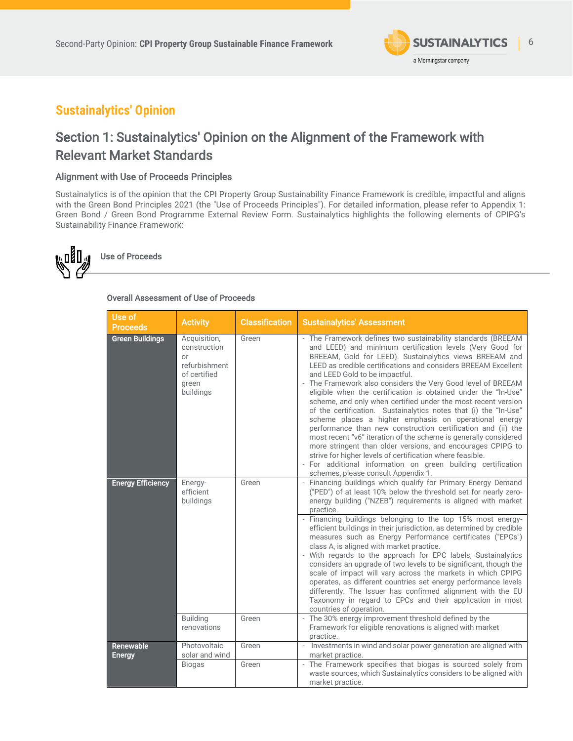# Sustainalytics' Opinion

## Section 1: Sustainalytics' Opinion on the Alignment of the Framework with Relevant Market Standards

### Alignment with Use of Proceeds Principles

Sustainalytics is of the opinion that the CPI Property Group Sustainability Finance Framework is credible, impactful and aligns with the Green Bond Principles 2021 (the "Use of Proceeds Principles"). For detailed information, please refer to Appendix 1: Green Bond / Green Bond Programme External Review Form. Sustainalytics highlights the following elements of CPIPG's Sustainability Finance Framework:

#### Use of Proceeds

**Overall Assessment of Use of Proceeds**

| Use of Proceeds | Activity | Classification | Sustainalytics' Assessment |
|---|---|---|---|
| **Green Buildings** | Acquisition, construction or refurbishment of certified green buildings | Green | - The Framework defines two sustainability standards (BREEAM and LEED) and minimum certification levels (Very Good for BREEAM, Gold for LEED). Sustainalytics views BREEAM and LEED as credible certifications and considers BREEAM Excellent and LEED Gold to be impactful.<br>- The Framework also considers the Very Good level of BREEAM eligible when the certification is obtained under the "In-Use" scheme, and only when certified under the most recent version of the certification. Sustainalytics notes that (i) the "In-Use" scheme places a higher emphasis on operational energy performance than new construction certification and (ii) the most recent "v6" iteration of the scheme is generally considered more stringent than older versions, and encourages CPIPG to strive for higher levels of certification where feasible.<br>- For additional information on green building certification schemes, please consult Appendix 1. |
| **Energy Efficiency** | Energy-efficient buildings | Green | - Financing buildings which qualify for Primary Energy Demand ("PED") of at least 10% below the threshold set for nearly zero-energy building ("NZEB") requirements is aligned with market practice. |
| | | | - Financing buildings belonging to the top 15% most energy-efficient buildings in their jurisdiction, as determined by credible measures such as Energy Performance certificates ("EPCs") class A, is aligned with market practice.<br>- With regards to the approach for EPC labels, Sustainalytics considers an upgrade of two levels to be significant, though the scale of impact will vary across the markets in which CPIPG operates, as different countries set energy performance levels differently. The Issuer has confirmed alignment with the EU Taxonomy in regard to EPCs and their application in most countries of operation. |
| | Building renovations | Green | - The 30% energy improvement threshold defined by the Framework for eligible renovations is aligned with market practice. |
| **Renewable Energy** | Photovoltaic solar and wind | Green | - Investments in wind and solar power generation are aligned with market practice. |
| | Biogas | Green | - The Framework specifies that biogas is sourced solely from waste sources, which Sustainalytics considers to be aligned with market practice. |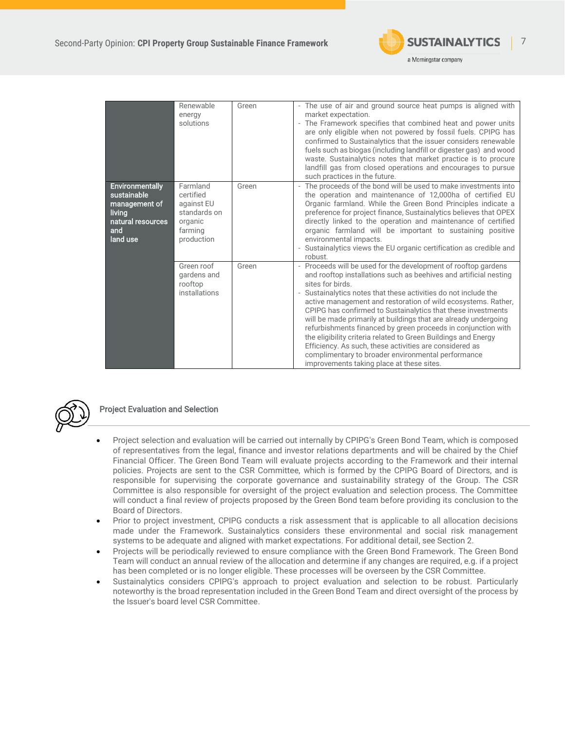| | | | |
|---|---|---|---|
| | Renewable energy solutions | Green | - The use of air and ground source heat pumps is aligned with market expectation.<br>- The Framework specifies that combined heat and power units are only eligible when not powered by fossil fuels. CPIPG has confirmed to Sustainalytics that the issuer considers renewable fuels such as biogas (including landfill or digester gas) and wood waste. Sustainalytics notes that market practice is to procure landfill gas from closed operations and encourages to pursue such practices in the future. |
| **Environmentally sustainable management of living natural resources and land use** | Farmland certified against EU standards on organic farming production | Green | - The proceeds of the bond will be used to make investments into the operation and maintenance of 12,000ha of certified EU Organic farmland. While the Green Bond Principles indicate a preference for project finance, Sustainalytics believes that OPEX directly linked to the operation and maintenance of certified organic farmland will be important to sustaining positive environmental impacts.<br>- Sustainalytics views the EU organic certification as credible and robust. |
| | Green roof gardens and rooftop installations | Green | - Proceeds will be used for the development of rooftop gardens and rooftop installations such as beehives and artificial nesting sites for birds.<br>- Sustainalytics notes that these activities do not include the active management and restoration of wild ecosystems. Rather, CPIPG has confirmed to Sustainalytics that these investments will be made primarily at buildings that are already undergoing refurbishments financed by green proceeds in conjunction with the eligibility criteria related to Green Buildings and Energy Efficiency. As such, these activities are considered as complimentary to broader environmental performance improvements taking place at these sites. |

## Project Evaluation and Selection

- Project selection and evaluation will be carried out internally by CPIPG's Green Bond Team, which is composed of representatives from the legal, finance and investor relations departments and will be chaired by the Chief Financial Officer. The Green Bond Team will evaluate projects according to the Framework and their internal policies. Projects are sent to the CSR Committee, which is formed by the CPIPG Board of Directors, and is responsible for supervising the corporate governance and sustainability strategy of the Group. The CSR Committee is also responsible for oversight of the project evaluation and selection process. The Committee will conduct a final review of projects proposed by the Green Bond team before providing its conclusion to the Board of Directors.
- Prior to project investment, CPIPG conducts a risk assessment that is applicable to all allocation decisions made under the Framework. Sustainalytics considers these environmental and social risk management systems to be adequate and aligned with market expectations. For additional detail, see Section 2.
- Projects will be periodically reviewed to ensure compliance with the Green Bond Framework. The Green Bond Team will conduct an annual review of the allocation and determine if any changes are required, e.g. if a project has been completed or is no longer eligible. These processes will be overseen by the CSR Committee.
- Sustainalytics considers CPIPG's approach to project evaluation and selection to be robust. Particularly noteworthy is the broad representation included in the Green Bond Team and direct oversight of the process by the Issuer's board level CSR Committee.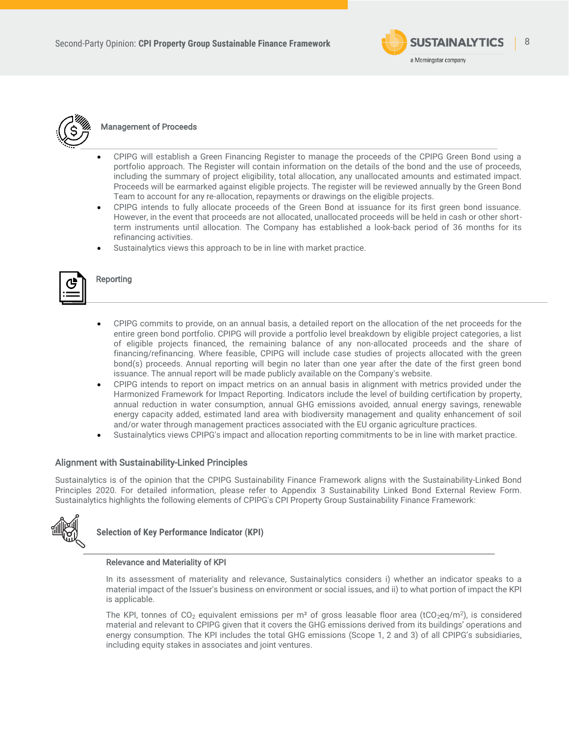### Management of Proceeds

- CPIPG will establish a Green Financing Register to manage the proceeds of the CPIPG Green Bond using a portfolio approach. The Register will contain information on the details of the bond and the use of proceeds, including the summary of project eligibility, total allocation, any unallocated amounts and estimated impact. Proceeds will be earmarked against eligible projects. The register will be reviewed annually by the Green Bond Team to account for any re-allocation, repayments or drawings on the eligible projects.
- CPIPG intends to fully allocate proceeds of the Green Bond at issuance for its first green bond issuance. However, in the event that proceeds are not allocated, unallocated proceeds will be held in cash or other short-term instruments until allocation. The Company has established a look-back period of 36 months for its refinancing activities.
- Sustainalytics views this approach to be in line with market practice.

### Reporting

- CPIPG commits to provide, on an annual basis, a detailed report on the allocation of the net proceeds for the entire green bond portfolio. CPIPG will provide a portfolio level breakdown by eligible project categories, a list of eligible projects financed, the remaining balance of any non-allocated proceeds and the share of financing/refinancing. Where feasible, CPIPG will include case studies of projects allocated with the green bond(s) proceeds. Annual reporting will begin no later than one year after the date of the first green bond issuance. The annual report will be made publicly available on the Company's website.
- CPIPG intends to report on impact metrics on an annual basis in alignment with metrics provided under the Harmonized Framework for Impact Reporting. Indicators include the level of building certification by property, annual reduction in water consumption, annual GHG emissions avoided, annual energy savings, renewable energy capacity added, estimated land area with biodiversity management and quality enhancement of soil and/or water through management practices associated with the EU organic agriculture practices.
- Sustainalytics views CPIPG's impact and allocation reporting commitments to be in line with market practice.

## Alignment with Sustainability-Linked Principles

Sustainalytics is of the opinion that the CPIPG Sustainability Finance Framework aligns with the Sustainability-Linked Bond Principles 2020. For detailed information, please refer to Appendix 3 Sustainability Linked Bond External Review Form. Sustainalytics highlights the following elements of CPIPG's CPI Property Group Sustainability Finance Framework:

### Selection of Key Performance Indicator (KPI)

#### Relevance and Materiality of KPI

In its assessment of materiality and relevance, Sustainalytics considers i) whether an indicator speaks to a material impact of the Issuer's business on environment or social issues, and ii) to what portion of impact the KPI is applicable.

The KPI, tonnes of $CO_2$ equivalent emissions per m² of gross leasable floor area ($tCO_2eq/m^2$), is considered material and relevant to CPIPG given that it covers the GHG emissions derived from its buildings' operations and energy consumption. The KPI includes the total GHG emissions (Scope 1, 2 and 3) of all CPIPG's subsidiaries, including equity stakes in associates and joint ventures.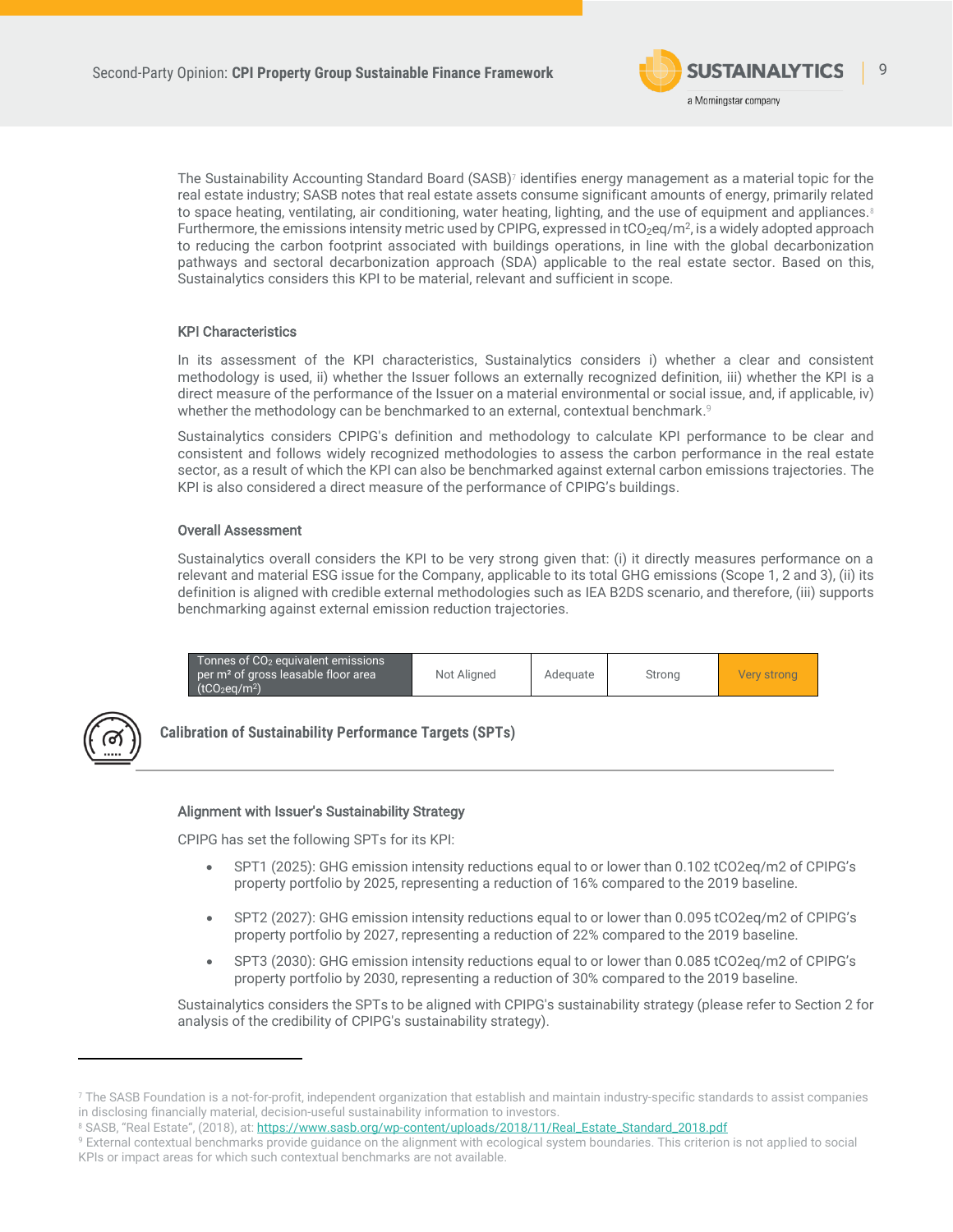The Sustainability Accounting Standard Board (SASB)[7] identifies energy management as a material topic for the real estate industry; SASB notes that real estate assets consume significant amounts of energy, primarily related to space heating, ventilating, air conditioning, water heating, lighting, and the use of equipment and appliances.[8] Furthermore, the emissions intensity metric used by CPIPG, expressed in $tCO_2eq/m^2$, is a widely adopted approach to reducing the carbon footprint associated with buildings operations, in line with the global decarbonization pathways and sectoral decarbonization approach (SDA) applicable to the real estate sector. Based on this, Sustainalytics considers this KPI to be material, relevant and sufficient in scope.

### KPI Characteristics

In its assessment of the KPI characteristics, Sustainalytics considers i) whether a clear and consistent methodology is used, ii) whether the Issuer follows an externally recognized definition, iii) whether the KPI is a direct measure of the performance of the Issuer on a material environmental or social issue, and, if applicable, iv) whether the methodology can be benchmarked to an external, contextual benchmark.[9]

Sustainalytics considers CPIPG's definition and methodology to calculate KPI performance to be clear and consistent and follows widely recognized methodologies to assess the carbon performance in the real estate sector, as a result of which the KPI can also be benchmarked against external carbon emissions trajectories. The KPI is also considered a direct measure of the performance of CPIPG's buildings.

### Overall Assessment

Sustainalytics overall considers the KPI to be very strong given that: (i) it directly measures performance on a relevant and material ESG issue for the Company, applicable to its total GHG emissions (Scope 1, 2 and 3), (ii) its definition is aligned with credible external methodologies such as IEA B2DS scenario, and therefore, (iii) supports benchmarking against external emission reduction trajectories.

| Tonnes of $CO_2$ equivalent emissions per m² of gross leasable floor area ($tCO_2eq/m^2$) | Not Aligned | Adequate | Strong | **Very strong** |
|---|---|---|---|---|

## Calibration of Sustainability Performance Targets (SPTs)

### Alignment with Issuer's Sustainability Strategy

CPIPG has set the following SPTs for its KPI:

- SPT1 (2025): GHG emission intensity reductions equal to or lower than 0.102 tCO2eq/m2 of CPIPG's property portfolio by 2025, representing a reduction of 16% compared to the 2019 baseline.
- SPT2 (2027): GHG emission intensity reductions equal to or lower than 0.095 tCO2eq/m2 of CPIPG's property portfolio by 2027, representing a reduction of 22% compared to the 2019 baseline.
- SPT3 (2030): GHG emission intensity reductions equal to or lower than 0.085 tCO2eq/m2 of CPIPG's property portfolio by 2030, representing a reduction of 30% compared to the 2019 baseline.

Sustainalytics considers the SPTs to be aligned with CPIPG's sustainability strategy (please refer to Section 2 for analysis of the credibility of CPIPG's sustainability strategy).

---

[7] The SASB Foundation is a not-for-profit, independent organization that establish and maintain industry-specific standards to assist companies in disclosing financially material, decision-useful sustainability information to investors.

[8] SASB, "Real Estate", (2018), at: https://www.sasb.org/wp-content/uploads/2018/11/Real_Estate_Standard_2018.pdf

[9] External contextual benchmarks provide guidance on the alignment with ecological system boundaries. This criterion is not applied to social KPIs or impact areas for which such contextual benchmarks are not available.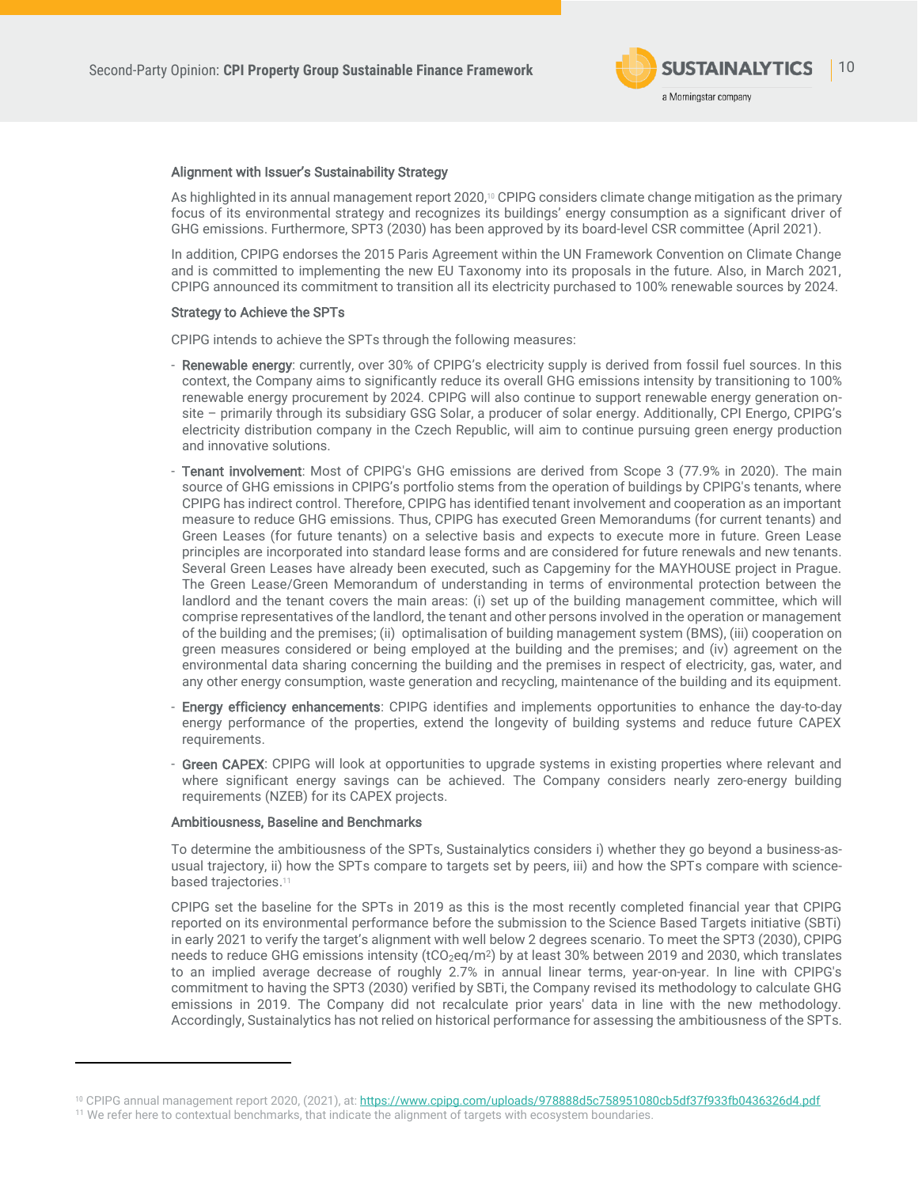### Alignment with Issuer's Sustainability Strategy

As highlighted in its annual management report 2020,[10] CPIPG considers climate change mitigation as the primary focus of its environmental strategy and recognizes its buildings' energy consumption as a significant driver of GHG emissions. Furthermore, SPT3 (2030) has been approved by its board-level CSR committee (April 2021).

In addition, CPIPG endorses the 2015 Paris Agreement within the UN Framework Convention on Climate Change and is committed to implementing the new EU Taxonomy into its proposals in the future. Also, in March 2021, CPIPG announced its commitment to transition all its electricity purchased to 100% renewable sources by 2024.

### Strategy to Achieve the SPTs

CPIPG intends to achieve the SPTs through the following measures:

- **Renewable energy**: currently, over 30% of CPIPG's electricity supply is derived from fossil fuel sources. In this context, the Company aims to significantly reduce its overall GHG emissions intensity by transitioning to 100% renewable energy procurement by 2024. CPIPG will also continue to support renewable energy generation on-site – primarily through its subsidiary GSG Solar, a producer of solar energy. Additionally, CPI Energo, CPIPG's electricity distribution company in the Czech Republic, will aim to continue pursuing green energy production and innovative solutions.
- **Tenant involvement**: Most of CPIPG's GHG emissions are derived from Scope 3 (77.9% in 2020). The main source of GHG emissions in CPIPG's portfolio stems from the operation of buildings by CPIPG's tenants, where CPIPG has indirect control. Therefore, CPIPG has identified tenant involvement and cooperation as an important measure to reduce GHG emissions. Thus, CPIPG has executed Green Memorandums (for current tenants) and Green Leases (for future tenants) on a selective basis and expects to execute more in future. Green Lease principles are incorporated into standard lease forms and are considered for future renewals and new tenants. Several Green Leases have already been executed, such as Capgeminy for the MAYHOUSE project in Prague. The Green Lease/Green Memorandum of understanding in terms of environmental protection between the landlord and the tenant covers the main areas: (i) set up of the building management committee, which will comprise representatives of the landlord, the tenant and other persons involved in the operation or management of the building and the premises; (ii) optimalisation of building management system (BMS), (iii) cooperation on green measures considered or being employed at the building and the premises; and (iv) agreement on the environmental data sharing concerning the building and the premises in respect of electricity, gas, water, and any other energy consumption, waste generation and recycling, maintenance of the building and its equipment.
- **Energy efficiency enhancements**: CPIPG identifies and implements opportunities to enhance the day-to-day energy performance of the properties, extend the longevity of building systems and reduce future CAPEX requirements.
- **Green CAPEX**: CPIPG will look at opportunities to upgrade systems in existing properties where relevant and where significant energy savings can be achieved. The Company considers nearly zero-energy building requirements (NZEB) for its CAPEX projects.

### Ambitiousness, Baseline and Benchmarks

To determine the ambitiousness of the SPTs, Sustainalytics considers i) whether they go beyond a business-as-usual trajectory, ii) how the SPTs compare to targets set by peers, iii) and how the SPTs compare with science-based trajectories.[11]

CPIPG set the baseline for the SPTs in 2019 as this is the most recently completed financial year that CPIPG reported on its environmental performance before the submission to the Science Based Targets initiative (SBTi) in early 2021 to verify the target's alignment with well below 2 degrees scenario. To meet the SPT3 (2030), CPIPG needs to reduce GHG emissions intensity ($tCO_2eq/m^2$) by at least 30% between 2019 and 2030, which translates to an implied average decrease of roughly 2.7% in annual linear terms, year-on-year. In line with CPIPG's commitment to having the SPT3 (2030) verified by SBTi, the Company revised its methodology to calculate GHG emissions in 2019. The Company did not recalculate prior years' data in line with the new methodology. Accordingly, Sustainalytics has not relied on historical performance for assessing the ambitiousness of the SPTs.

---

[10] CPIPG annual management report 2020, (2021), at: https://www.cpipg.com/uploads/978888d5c758951080cb5df37f933fb0436326d4.pdf

[11] We refer here to contextual benchmarks, that indicate the alignment of targets with ecosystem boundaries.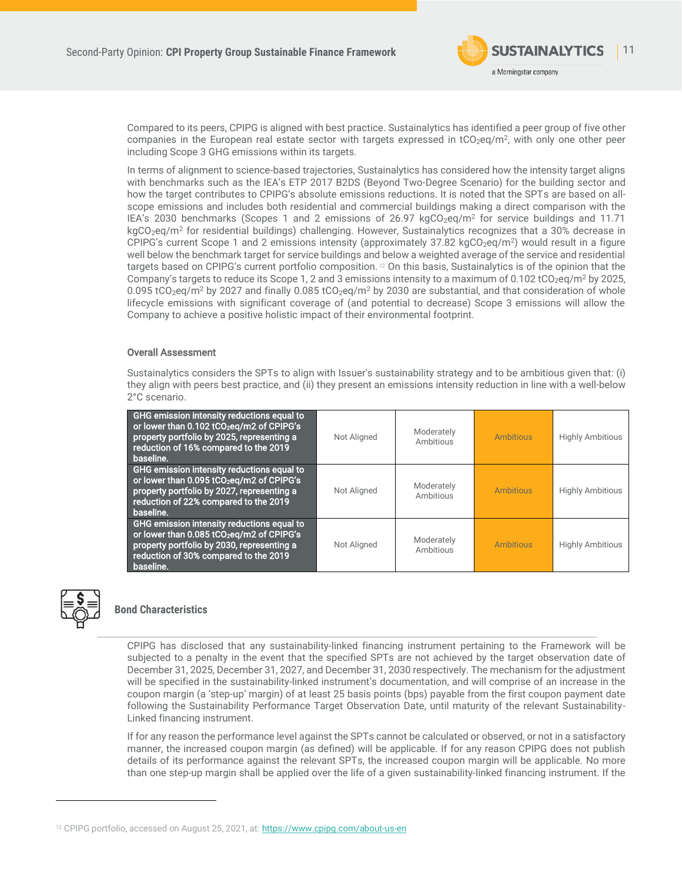Compared to its peers, CPIPG is aligned with best practice. Sustainalytics has identified a peer group of five other companies in the European real estate sector with targets expressed in $tCO_2eq/m^2$, with only one other peer including Scope 3 GHG emissions within its targets.

In terms of alignment to science-based trajectories, Sustainalytics has considered how the intensity target aligns with benchmarks such as the IEA's ETP 2017 B2DS (Beyond Two-Degree Scenario) for the building sector and how the target contributes to CPIPG's absolute emissions reductions. It is noted that the SPTs are based on all-scope emissions and includes both residential and commercial buildings making a direct comparison with the IEA's 2030 benchmarks (Scopes 1 and 2 emissions of 26.97 $kgCO_2eq/m^2$ for service buildings and 11.71 $kgCO_2eq/m^2$ for residential buildings) challenging. However, Sustainalytics recognizes that a 30% decrease in CPIPG's current Scope 1 and 2 emissions intensity (approximately 37.82 $kgCO_2eq/m^2$) would result in a figure well below the benchmark target for service buildings and below a weighted average of the service and residential targets based on CPIPG's current portfolio composition.[12] On this basis, Sustainalytics is of the opinion that the Company's targets to reduce its Scope 1, 2 and 3 emissions intensity to a maximum of 0.102 $tCO_2eq/m^2$ by 2025, 0.095 $tCO_2eq/m^2$ by 2027 and finally 0.085 $tCO_2eq/m^2$ by 2030 are substantial, and that consideration of whole lifecycle emissions with significant coverage of (and potential to decrease) Scope 3 emissions will allow the Company to achieve a positive holistic impact of their environmental footprint.

### Overall Assessment

Sustainalytics considers the SPTs to align with Issuer's sustainability strategy and to be ambitious given that: (i) they align with peers best practice, and (ii) they present an emissions intensity reduction in line with a well-below 2°C scenario.

| SPT | | | | |
|---|---|---|---|---|
| **GHG emission intensity reductions equal to or lower than 0.102 $tCO_2eq/m2$ of CPIPG's property portfolio by 2025, representing a reduction of 16% compared to the 2019 baseline.** | Not Aligned | Moderately Ambitious | **Ambitious** | Highly Ambitious |
| **GHG emission intensity reductions equal to or lower than 0.095 $tCO_2eq/m2$ of CPIPG's property portfolio by 2027, representing a reduction of 22% compared to the 2019 baseline.** | Not Aligned | Moderately Ambitious | **Ambitious** | Highly Ambitious |
| **GHG emission intensity reductions equal to or lower than 0.085 $tCO_2eq/m2$ of CPIPG's property portfolio by 2030, representing a reduction of 30% compared to the 2019 baseline.** | Not Aligned | Moderately Ambitious | **Ambitious** | Highly Ambitious |

## Bond Characteristics

CPIPG has disclosed that any sustainability-linked financing instrument pertaining to the Framework will be subjected to a penalty in the event that the specified SPTs are not achieved by the target observation date of December 31, 2025, December 31, 2027, and December 31, 2030 respectively. The mechanism for the adjustment will be specified in the sustainability-linked instrument's documentation, and will comprise of an increase in the coupon margin (a 'step-up' margin) of at least 25 basis points (bps) payable from the first coupon payment date following the Sustainability Performance Target Observation Date, until maturity of the relevant Sustainability-Linked financing instrument.

If for any reason the performance level against the SPTs cannot be calculated or observed, or not in a satisfactory manner, the increased coupon margin (as defined) will be applicable. If for any reason CPIPG does not publish details of its performance against the relevant SPTs, the increased coupon margin will be applicable. No more than one step-up margin shall be applied over the life of a given sustainability-linked financing instrument. If the

[12] CPIPG portfolio, accessed on August 25, 2021, at: https://www.cpipg.com/about-us-en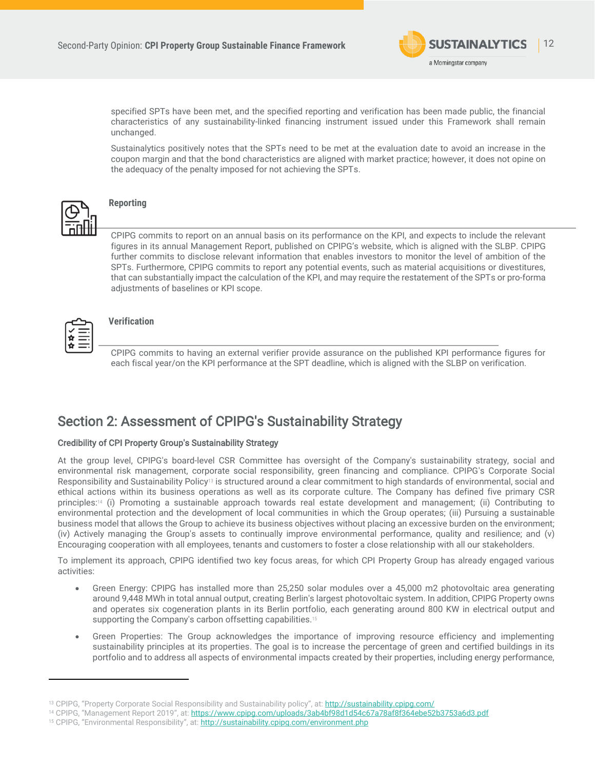specified SPTs have been met, and the specified reporting and verification has been made public, the financial characteristics of any sustainability-linked financing instrument issued under this Framework shall remain unchanged.

Sustainalytics positively notes that the SPTs need to be met at the evaluation date to avoid an increase in the coupon margin and that the bond characteristics are aligned with market practice; however, it does not opine on the adequacy of the penalty imposed for not achieving the SPTs.

### Reporting

CPIPG commits to report on an annual basis on its performance on the KPI, and expects to include the relevant figures in its annual Management Report, published on CPIPG's website, which is aligned with the SLBP. CPIPG further commits to disclose relevant information that enables investors to monitor the level of ambition of the SPTs. Furthermore, CPIPG commits to report any potential events, such as material acquisitions or divestitures, that can substantially impact the calculation of the KPI, and may require the restatement of the SPTs or pro-forma adjustments of baselines or KPI scope.

### Verification

CPIPG commits to having an external verifier provide assurance on the published KPI performance figures for each fiscal year/on the KPI performance at the SPT deadline, which is aligned with the SLBP on verification.

## Section 2: Assessment of CPIPG's Sustainability Strategy

**Credibility of CPI Property Group's Sustainability Strategy**

At the group level, CPIPG's board-level CSR Committee has oversight of the Company's sustainability strategy, social and environmental risk management, corporate social responsibility, green financing and compliance. CPIPG's Corporate Social Responsibility and Sustainability Policy[13] is structured around a clear commitment to high standards of environmental, social and ethical actions within its business operations as well as its corporate culture. The Company has defined five primary CSR principles:[14] (i) Promoting a sustainable approach towards real estate development and management; (ii) Contributing to environmental protection and the development of local communities in which the Group operates; (iii) Pursuing a sustainable business model that allows the Group to achieve its business objectives without placing an excessive burden on the environment; (iv) Actively managing the Group's assets to continually improve environmental performance, quality and resilience; and (v) Encouraging cooperation with all employees, tenants and customers to foster a close relationship with all our stakeholders.

To implement its approach, CPIPG identified two key focus areas, for which CPI Property Group has already engaged various activities:

- Green Energy: CPIPG has installed more than 25,250 solar modules over a 45,000 m2 photovoltaic area generating around 9,448 MWh in total annual output, creating Berlin's largest photovoltaic system. In addition, CPIPG Property owns and operates six cogeneration plants in its Berlin portfolio, each generating around 800 KW in electrical output and supporting the Company's carbon offsetting capabilities.[15]
- Green Properties: The Group acknowledges the importance of improving resource efficiency and implementing sustainability principles at its properties. The goal is to increase the percentage of green and certified buildings in its portfolio and to address all aspects of environmental impacts created by their properties, including energy performance,

---

[13] CPIPG, "Property Corporate Social Responsibility and Sustainability policy", at: http://sustainability.cpipg.com/

[14] CPIPG, "Management Report 2019", at: https://www.cpipg.com/uploads/3ab4bf98d1d54c67a78af8f364ebe52b3753a6d3.pdf

[15] CPIPG, "Environmental Responsibility", at: http://sustainability.cpipg.com/environment.php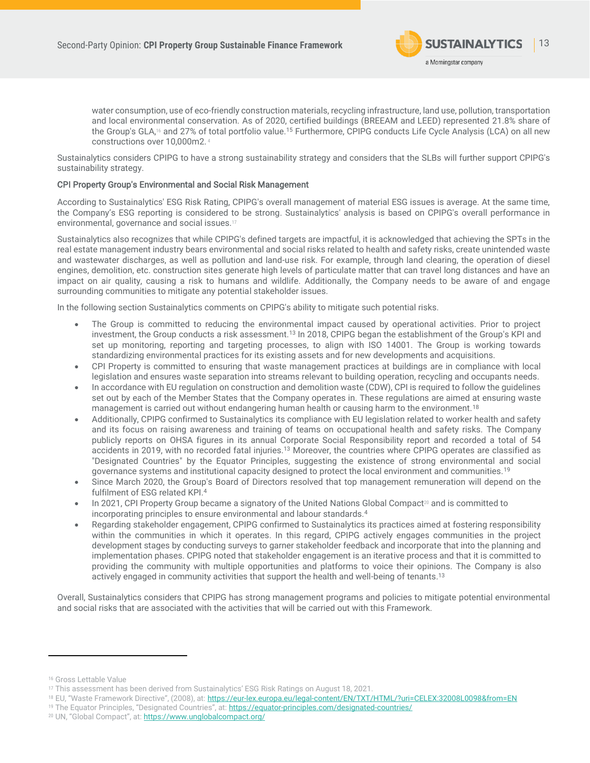water consumption, use of eco-friendly construction materials, recycling infrastructure, land use, pollution, transportation and local environmental conservation. As of 2020, certified buildings (BREEAM and LEED) represented 21.8% share of the Group's GLA,[16] and 27% of total portfolio value.[15] Furthermore, CPIPG conducts Life Cycle Analysis (LCA) on all new constructions over 10,000m2.[4]

Sustainalytics considers CPIPG to have a strong sustainability strategy and considers that the SLBs will further support CPIPG's sustainability strategy.

### CPI Property Group's Environmental and Social Risk Management

According to Sustainalytics' ESG Risk Rating, CPIPG's overall management of material ESG issues is average. At the same time, the Company's ESG reporting is considered to be strong. Sustainalytics' analysis is based on CPIPG's overall performance in environmental, governance and social issues.[17]

Sustainalytics also recognizes that while CPIPG's defined targets are impactful, it is acknowledged that achieving the SPTs in the real estate management industry bears environmental and social risks related to health and safety risks, create unintended waste and wastewater discharges, as well as pollution and land-use risk. For example, through land clearing, the operation of diesel engines, demolition, etc. construction sites generate high levels of particulate matter that can travel long distances and have an impact on air quality, causing a risk to humans and wildlife. Additionally, the Company needs to be aware of and engage surrounding communities to mitigate any potential stakeholder issues.

In the following section Sustainalytics comments on CPIPG's ability to mitigate such potential risks.

- The Group is committed to reducing the environmental impact caused by operational activities. Prior to project investment, the Group conducts a risk assessment.[13] In 2018, CPIPG began the establishment of the Group's KPI and set up monitoring, reporting and targeting processes, to align with ISO 14001. The Group is working towards standardizing environmental practices for its existing assets and for new developments and acquisitions.
- CPI Property is committed to ensuring that waste management practices at buildings are in compliance with local legislation and ensures waste separation into streams relevant to building operation, recycling and occupants needs.
- In accordance with EU regulation on construction and demolition waste (CDW), CPI is required to follow the guidelines set out by each of the Member States that the Company operates in. These regulations are aimed at ensuring waste management is carried out without endangering human health or causing harm to the environment.[18]
- Additionally, CPIPG confirmed to Sustainalytics its compliance with EU legislation related to worker health and safety and its focus on raising awareness and training of teams on occupational health and safety risks. The Company publicly reports on OHSA figures in its annual Corporate Social Responsibility report and recorded a total of 54 accidents in 2019, with no recorded fatal injuries.[13] Moreover, the countries where CPIPG operates are classified as "Designated Countries" by the Equator Principles, suggesting the existence of strong environmental and social governance systems and institutional capacity designed to protect the local environment and communities.[19]
- Since March 2020, the Group's Board of Directors resolved that top management remuneration will depend on the fulfilment of ESG related KPI.[4]
- In 2021, CPI Property Group became a signatory of the United Nations Global Compact[20] and is committed to incorporating principles to ensure environmental and labour standards.[4]
- Regarding stakeholder engagement, CPIPG confirmed to Sustainalytics its practices aimed at fostering responsibility within the communities in which it operates. In this regard, CPIPG actively engages communities in the project development stages by conducting surveys to garner stakeholder feedback and incorporate that into the planning and implementation phases. CPIPG noted that stakeholder engagement is an iterative process and that it is committed to providing the community with multiple opportunities and platforms to voice their opinions. The Company is also actively engaged in community activities that support the health and well-being of tenants.[13]

Overall, Sustainalytics considers that CPIPG has strong management programs and policies to mitigate potential environmental and social risks that are associated with the activities that will be carried out with this Framework.

---

[16] Gross Lettable Value

[17] This assessment has been derived from Sustainalytics' ESG Risk Ratings on August 18, 2021.

[18] EU, "Waste Framework Directive", (2008), at: https://eur-lex.europa.eu/legal-content/EN/TXT/HTML/?uri=CELEX:32008L0098&from=EN

[19] The Equator Principles, "Designated Countries", at: https://equator-principles.com/designated-countries/

[20] UN, "Global Compact", at: https://www.unglobalcompact.org/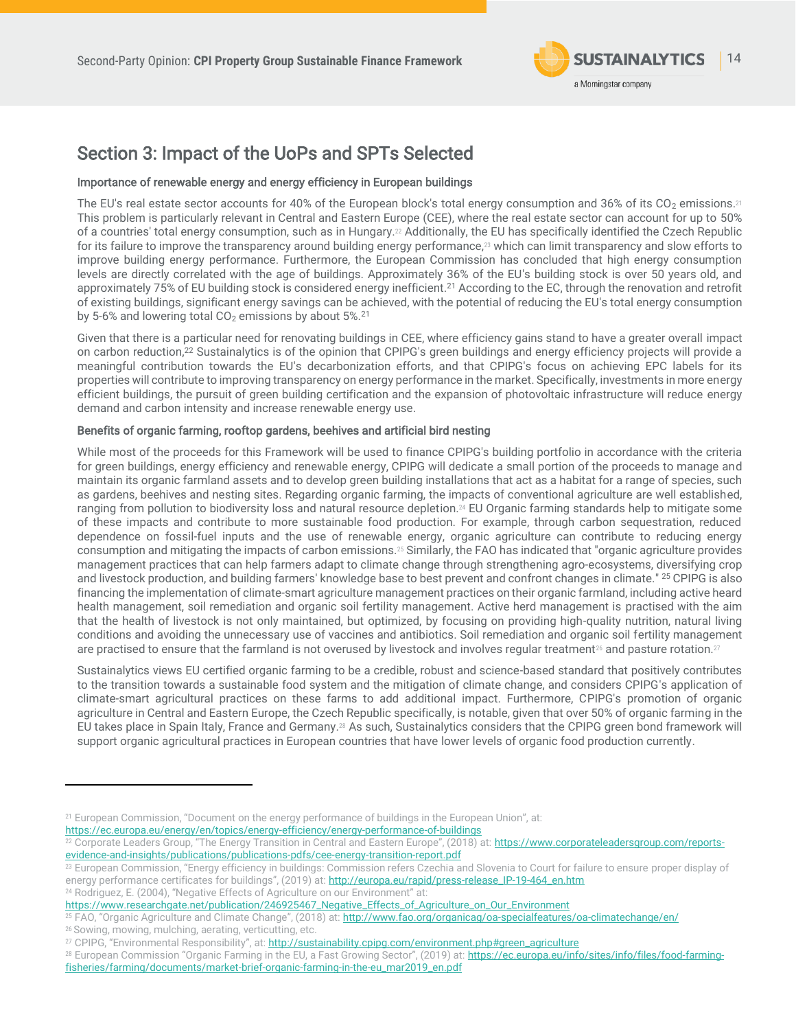## Section 3: Impact of the UoPs and SPTs Selected

**Importance of renewable energy and energy efficiency in European buildings**

The EU's real estate sector accounts for 40% of the European block's total energy consumption and 36% of its $CO_2$ emissions.[21] This problem is particularly relevant in Central and Eastern Europe (CEE), where the real estate sector can account for up to 50% of a countries' total energy consumption, such as in Hungary.[22] Additionally, the EU has specifically identified the Czech Republic for its failure to improve the transparency around building energy performance,[23] which can limit transparency and slow efforts to improve building energy performance. Furthermore, the European Commission has concluded that high energy consumption levels are directly correlated with the age of buildings. Approximately 36% of the EU's building stock is over 50 years old, and approximately 75% of EU building stock is considered energy inefficient.[21] According to the EC, through the renovation and retrofit of existing buildings, significant energy savings can be achieved, with the potential of reducing the EU's total energy consumption by 5-6% and lowering total $CO_2$ emissions by about 5%.[21]

Given that there is a particular need for renovating buildings in CEE, where efficiency gains stand to have a greater overall impact on carbon reduction,[22] Sustainalytics is of the opinion that CPIPG's green buildings and energy efficiency projects will provide a meaningful contribution towards the EU's decarbonization efforts, and that CPIPG's focus on achieving EPC labels for its properties will contribute to improving transparency on energy performance in the market. Specifically, investments in more energy efficient buildings, the pursuit of green building certification and the expansion of photovoltaic infrastructure will reduce energy demand and carbon intensity and increase renewable energy use.

**Benefits of organic farming, rooftop gardens, beehives and artificial bird nesting**

While most of the proceeds for this Framework will be used to finance CPIPG's building portfolio in accordance with the criteria for green buildings, energy efficiency and renewable energy, CPIPG will dedicate a small portion of the proceeds to manage and maintain its organic farmland assets and to develop green building installations that act as a habitat for a range of species, such as gardens, beehives and nesting sites. Regarding organic farming, the impacts of conventional agriculture are well established, ranging from pollution to biodiversity loss and natural resource depletion.[24] EU Organic farming standards help to mitigate some of these impacts and contribute to more sustainable food production. For example, through carbon sequestration, reduced dependence on fossil-fuel inputs and the use of renewable energy, organic agriculture can contribute to reducing energy consumption and mitigating the impacts of carbon emissions.[25] Similarly, the FAO has indicated that "organic agriculture provides management practices that can help farmers adapt to climate change through strengthening agro-ecosystems, diversifying crop and livestock production, and building farmers' knowledge base to best prevent and confront changes in climate." [25] CPIPG is also financing the implementation of climate-smart agriculture management practices on their organic farmland, including active heard health management, soil remediation and organic soil fertility management. Active herd management is practised with the aim that the health of livestock is not only maintained, but optimized, by focusing on providing high-quality nutrition, natural living conditions and avoiding the unnecessary use of vaccines and antibiotics. Soil remediation and organic soil fertility management are practised to ensure that the farmland is not overused by livestock and involves regular treatment[26] and pasture rotation.[27]

Sustainalytics views EU certified organic farming to be a credible, robust and science-based standard that positively contributes to the transition towards a sustainable food system and the mitigation of climate change, and considers CPIPG's application of climate-smart agricultural practices on these farms to add additional impact. Furthermore, CPIPG's promotion of organic agriculture in Central and Eastern Europe, the Czech Republic specifically, is notable, given that over 50% of organic farming in the EU takes place in Spain Italy, France and Germany.[28] As such, Sustainalytics considers that the CPIPG green bond framework will support organic agricultural practices in European countries that have lower levels of organic food production currently.

---

[21] European Commission, "Document on the energy performance of buildings in the European Union", at: https://ec.europa.eu/energy/en/topics/energy-efficiency/energy-performance-of-buildings

[22] Corporate Leaders Group, "The Energy Transition in Central and Eastern Europe", (2018) at: https://www.corporateleadersgroup.com/reports-evidence-and-insights/publications/publications-pdfs/cee-energy-transition-report.pdf

[23] European Commission, "Energy efficiency in buildings: Commission refers Czechia and Slovenia to Court for failure to ensure proper display of energy performance certificates for buildings", (2019) at: http://europa.eu/rapid/press-release_IP-19-464_en.htm

[24] Rodriguez, E. (2004), "Negative Effects of Agriculture on our Environment" at: https://www.researchgate.net/publication/246925467_Negative_Effects_of_Agriculture_on_Our_Environment

[25] FAO, "Organic Agriculture and Climate Change", (2018) at: http://www.fao.org/organicag/oa-specialfeatures/oa-climatechange/en/

[26] Sowing, mowing, mulching, aerating, verticutting, etc.

[27] CPIPG, "Environmental Responsibility", at: http://sustainability.cpipg.com/environment.php#green_agriculture

[28] European Commission "Organic Farming in the EU, a Fast Growing Sector", (2019) at: https://ec.europa.eu/info/sites/info/files/food-farming-fisheries/farming/documents/market-brief-organic-farming-in-the-eu_mar2019_en.pdf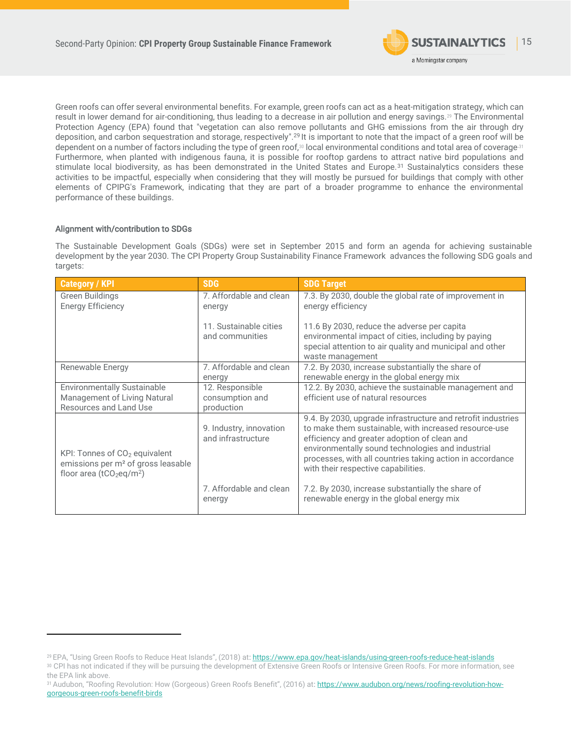Green roofs can offer several environmental benefits. For example, green roofs can act as a heat-mitigation strategy, which can result in lower demand for air-conditioning, thus leading to a decrease in air pollution and energy savings.[29] The Environmental Protection Agency (EPA) found that "vegetation can also remove pollutants and GHG emissions from the air through dry deposition, and carbon sequestration and storage, respectively".[29] It is important to note that the impact of a green roof will be dependent on a number of factors including the type of green roof,[30] local environmental conditions and total area of coverage.[31] Furthermore, when planted with indigenous fauna, it is possible for rooftop gardens to attract native bird populations and stimulate local biodiversity, as has been demonstrated in the United States and Europe.[31] Sustainalytics considers these activities to be impactful, especially when considering that they will mostly be pursued for buildings that comply with other elements of CPIPG's Framework, indicating that they are part of a broader programme to enhance the environmental performance of these buildings.

#### Alignment with/contribution to SDGs

The Sustainable Development Goals (SDGs) were set in September 2015 and form an agenda for achieving sustainable development by the year 2030. The CPI Property Group Sustainability Finance Framework advances the following SDG goals and targets:

| Category / KPI | SDG | SDG Target |
|---|---|---|
| Green Buildings<br>Energy Efficiency | 7. Affordable and clean energy | 7.3. By 2030, double the global rate of improvement in energy efficiency |
| | 11. Sustainable cities and communities | 11.6 By 2030, reduce the adverse per capita environmental impact of cities, including by paying special attention to air quality and municipal and other waste management |
| Renewable Energy | 7. Affordable and clean energy | 7.2. By 2030, increase substantially the share of renewable energy in the global energy mix |
| Environmentally Sustainable Management of Living Natural Resources and Land Use | 12. Responsible consumption and production | 12.2. By 2030, achieve the sustainable management and efficient use of natural resources |
| KPI: Tonnes of $CO_2$ equivalent emissions per m² of gross leasable floor area ($tCO_2eq/m^2$) | 9. Industry, innovation and infrastructure | 9.4. By 2030, upgrade infrastructure and retrofit industries to make them sustainable, with increased resource-use efficiency and greater adoption of clean and environmentally sound technologies and industrial processes, with all countries taking action in accordance with their respective capabilities. |
| | 7. Affordable and clean energy | 7.2. By 2030, increase substantially the share of renewable energy in the global energy mix |

---

[29] EPA, "Using Green Roofs to Reduce Heat Islands", (2018) at: https://www.epa.gov/heat-islands/using-green-roofs-reduce-heat-islands

[30] CPI has not indicated if they will be pursuing the development of Extensive Green Roofs or Intensive Green Roofs. For more information, see the EPA link above.

[31] Audubon, "Roofing Revolution: How (Gorgeous) Green Roofs Benefit", (2016) at: https://www.audubon.org/news/roofing-revolution-how-gorgeous-green-roofs-benefit-birds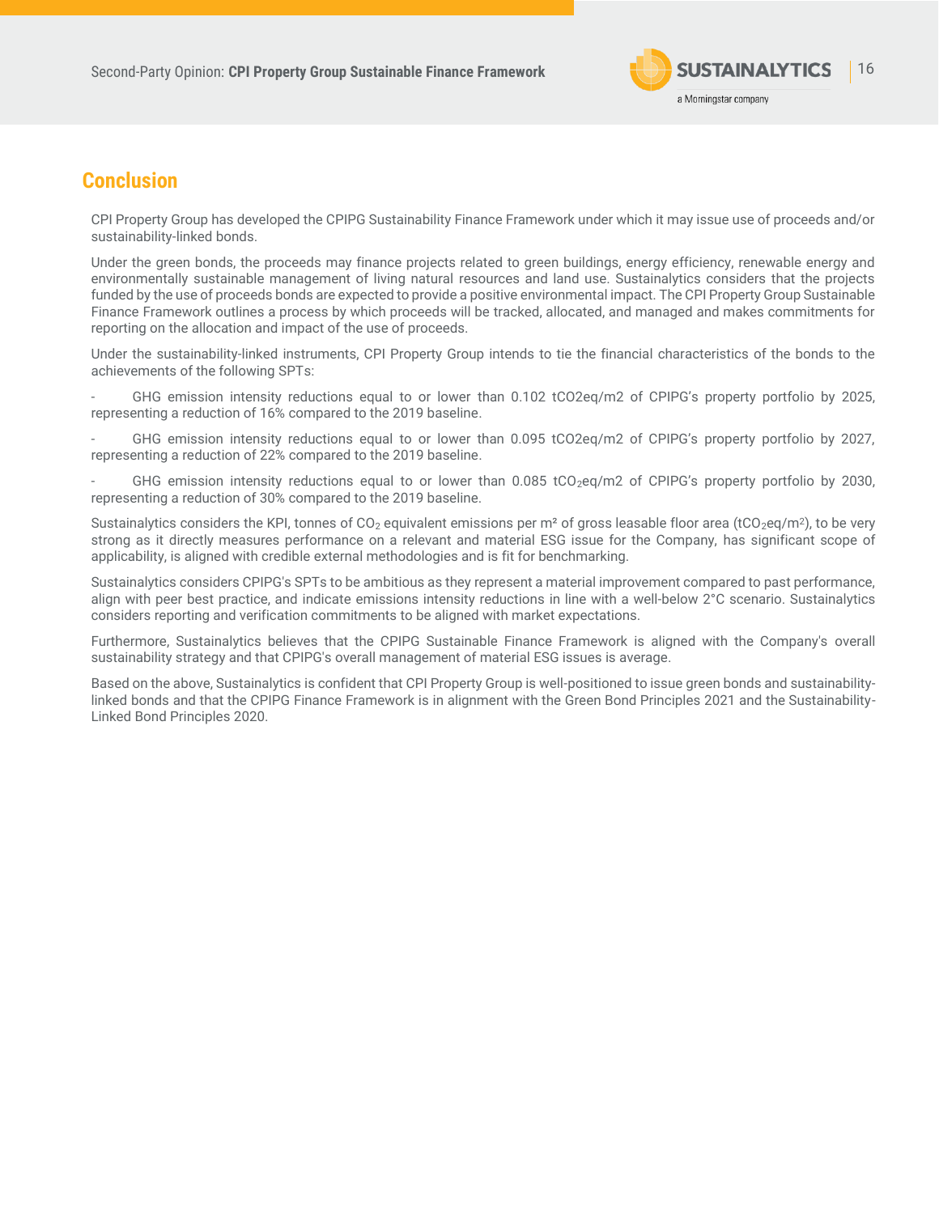## Conclusion

CPI Property Group has developed the CPIPG Sustainability Finance Framework under which it may issue use of proceeds and/or sustainability-linked bonds.

Under the green bonds, the proceeds may finance projects related to green buildings, energy efficiency, renewable energy and environmentally sustainable management of living natural resources and land use. Sustainalytics considers that the projects funded by the use of proceeds bonds are expected to provide a positive environmental impact. The CPI Property Group Sustainable Finance Framework outlines a process by which proceeds will be tracked, allocated, and managed and makes commitments for reporting on the allocation and impact of the use of proceeds.

Under the sustainability-linked instruments, CPI Property Group intends to tie the financial characteristics of the bonds to the achievements of the following SPTs:

- GHG emission intensity reductions equal to or lower than 0.102 tCO2eq/m2 of CPIPG's property portfolio by 2025, representing a reduction of 16% compared to the 2019 baseline.
- GHG emission intensity reductions equal to or lower than 0.095 tCO2eq/m2 of CPIPG's property portfolio by 2027, representing a reduction of 22% compared to the 2019 baseline.
- GHG emission intensity reductions equal to or lower than 0.085 $tCO_2eq/m2$ of CPIPG's property portfolio by 2030, representing a reduction of 30% compared to the 2019 baseline.

Sustainalytics considers the KPI, tonnes of $CO_2$ equivalent emissions per m² of gross leasable floor area ($tCO_2eq/m^2$), to be very strong as it directly measures performance on a relevant and material ESG issue for the Company, has significant scope of applicability, is aligned with credible external methodologies and is fit for benchmarking.

Sustainalytics considers CPIPG's SPTs to be ambitious as they represent a material improvement compared to past performance, align with peer best practice, and indicate emissions intensity reductions in line with a well-below 2°C scenario. Sustainalytics considers reporting and verification commitments to be aligned with market expectations.

Furthermore, Sustainalytics believes that the CPIPG Sustainable Finance Framework is aligned with the Company's overall sustainability strategy and that CPIPG's overall management of material ESG issues is average.

Based on the above, Sustainalytics is confident that CPI Property Group is well-positioned to issue green bonds and sustainability-linked bonds and that the CPIPG Finance Framework is in alignment with the Green Bond Principles 2021 and the Sustainability-Linked Bond Principles 2020.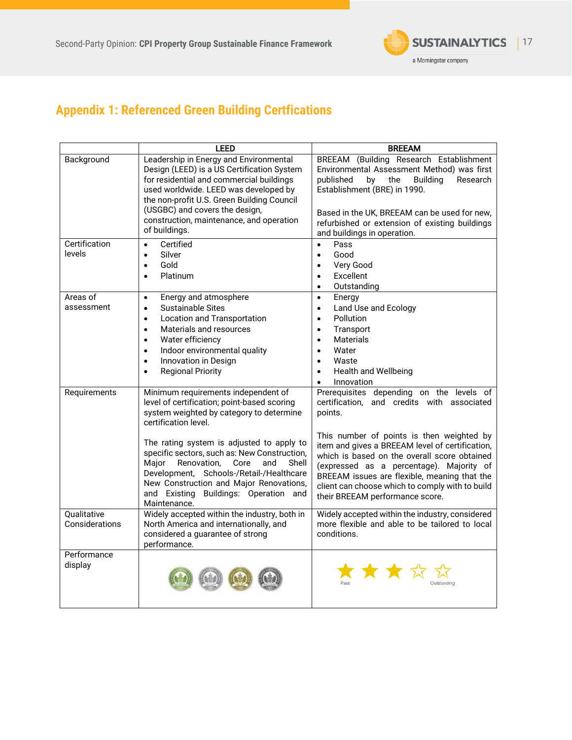## Appendix 1: Referenced Green Building Certfications

| | LEED | BREEAM |
|---|---|---|
| Background | Leadership in Energy and Environmental Design (LEED) is a US Certification System for residential and commercial buildings used worldwide. LEED was developed by the non-profit U.S. Green Building Council (USGBC) and covers the design, construction, maintenance, and operation of buildings. | BREEAM (Building Research Establishment Environmental Assessment Method) was first published by the Building Research Establishment (BRE) in 1990.<br><br>Based in the UK, BREEAM can be used for new, refurbished or extension of existing buildings and buildings in operation. |
| Certification levels | • Certified<br>• Silver<br>• Gold<br>• Platinum | • Pass<br>• Good<br>• Very Good<br>• Excellent<br>• Outstanding |
| Areas of assessment | • Energy and atmosphere<br>• Sustainable Sites<br>• Location and Transportation<br>• Materials and resources<br>• Water efficiency<br>• Indoor environmental quality<br>• Innovation in Design<br>• Regional Priority | • Energy<br>• Land Use and Ecology<br>• Pollution<br>• Transport<br>• Materials<br>• Water<br>• Waste<br>• Health and Wellbeing<br>• Innovation |
| Requirements | Minimum requirements independent of level of certification; point-based scoring system weighted by category to determine certification level.<br><br>The rating system is adjusted to apply to specific sectors, such as: New Construction, Major Renovation, Core and Shell Development, Schools-/Retail-/Healthcare New Construction and Major Renovations, and Existing Buildings: Operation and Maintenance. | Prerequisites depending on the levels of certification, and credits with associated points.<br><br>This number of points is then weighted by item and gives a BREEAM level of certification, which is based on the overall score obtained (expressed as a percentage). Majority of BREEAM issues are flexible, meaning that the client can choose which to comply with to build their BREEAM performance score. |
| Qualitative Considerations | Widely accepted within the industry, both in North America and internationally, and considered a guarantee of strong performance. | Widely accepted within the industry, considered more flexible and able to be tailored to local conditions. |
| Performance display | | Pass ... Outstanding |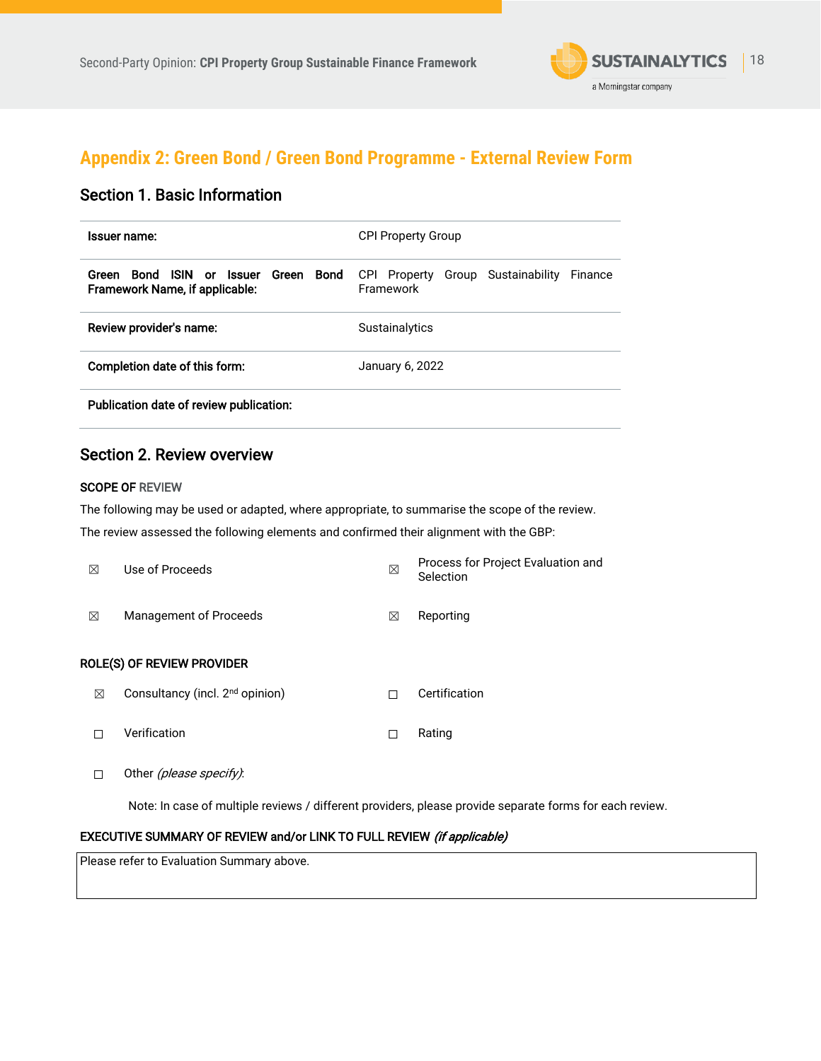## Appendix 2: Green Bond / Green Bond Programme - External Review Form

### Section 1. Basic Information

| | |
|---|---|
| **Issuer name:** | CPI Property Group |
| **Green Bond ISIN or Issuer Green Bond Framework Name, if applicable:** | CPI Property Group Sustainability Finance Framework |
| **Review provider's name:** | Sustainalytics |
| **Completion date of this form:** | January 6, 2022 |
| **Publication date of review publication:** | |

### Section 2. Review overview

**SCOPE OF REVIEW**

The following may be used or adapted, where appropriate, to summarise the scope of the review.

The review assessed the following elements and confirmed their alignment with the GBP:

| | | | |
|---|---|---|---|
| ☒ | Use of Proceeds | ☒ | Process for Project Evaluation and Selection |
| ☒ | Management of Proceeds | ☒ | Reporting |

**ROLE(S) OF REVIEW PROVIDER**

| | | | |
|---|---|---|---|
| ☒ | Consultancy (incl. 2nd opinion) | ☐ | Certification |
| ☐ | Verification | ☐ | Rating |
| ☐ | Other *(please specify)*: | | |

Note: In case of multiple reviews / different providers, please provide separate forms for each review.

**EXECUTIVE SUMMARY OF REVIEW and/or LINK TO FULL REVIEW** ***(if applicable)***

| |
|---|
| Please refer to Evaluation Summary above. |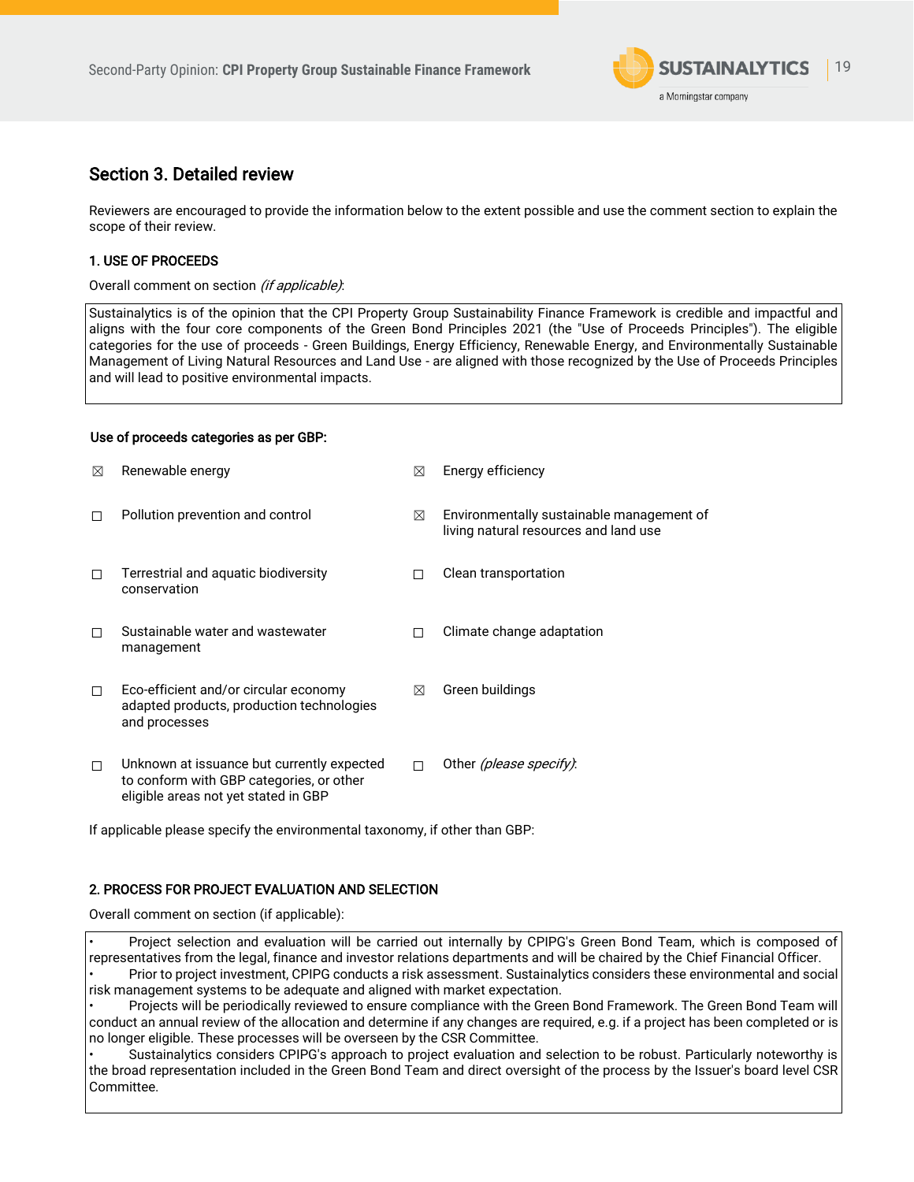## Section 3. Detailed review

Reviewers are encouraged to provide the information below to the extent possible and use the comment section to explain the scope of their review.

### 1. USE OF PROCEEDS

Overall comment on section *(if applicable)*:

Sustainalytics is of the opinion that the CPI Property Group Sustainability Finance Framework is credible and impactful and aligns with the four core components of the Green Bond Principles 2021 (the "Use of Proceeds Principles"). The eligible categories for the use of proceeds - Green Buildings, Energy Efficiency, Renewable Energy, and Environmentally Sustainable Management of Living Natural Resources and Land Use - are aligned with those recognized by the Use of Proceeds Principles and will lead to positive environmental impacts.

**Use of proceeds categories as per GBP:**

- ☒ Renewable energy
- ☒ Energy efficiency
- ☐ Pollution prevention and control
- ☒ Environmentally sustainable management of living natural resources and land use
- ☐ Terrestrial and aquatic biodiversity conservation
- ☐ Clean transportation
- ☐ Sustainable water and wastewater management
- ☐ Climate change adaptation
- ☐ Eco-efficient and/or circular economy adapted products, production technologies and processes
- ☒ Green buildings
- ☐ Unknown at issuance but currently expected to conform with GBP categories, or other eligible areas not yet stated in GBP
- ☐ Other *(please specify)*:

If applicable please specify the environmental taxonomy, if other than GBP:

### 2. PROCESS FOR PROJECT EVALUATION AND SELECTION

Overall comment on section (if applicable):

- Project selection and evaluation will be carried out internally by CPIPG's Green Bond Team, which is composed of representatives from the legal, finance and investor relations departments and will be chaired by the Chief Financial Officer.
- Prior to project investment, CPIPG conducts a risk assessment. Sustainalytics considers these environmental and social risk management systems to be adequate and aligned with market expectation.
- Projects will be periodically reviewed to ensure compliance with the Green Bond Framework. The Green Bond Team will conduct an annual review of the allocation and determine if any changes are required, e.g. if a project has been completed or is no longer eligible. These processes will be overseen by the CSR Committee.
- Sustainalytics considers CPIPG's approach to project evaluation and selection to be robust. Particularly noteworthy is the broad representation included in the Green Bond Team and direct oversight of the process by the Issuer's board level CSR Committee.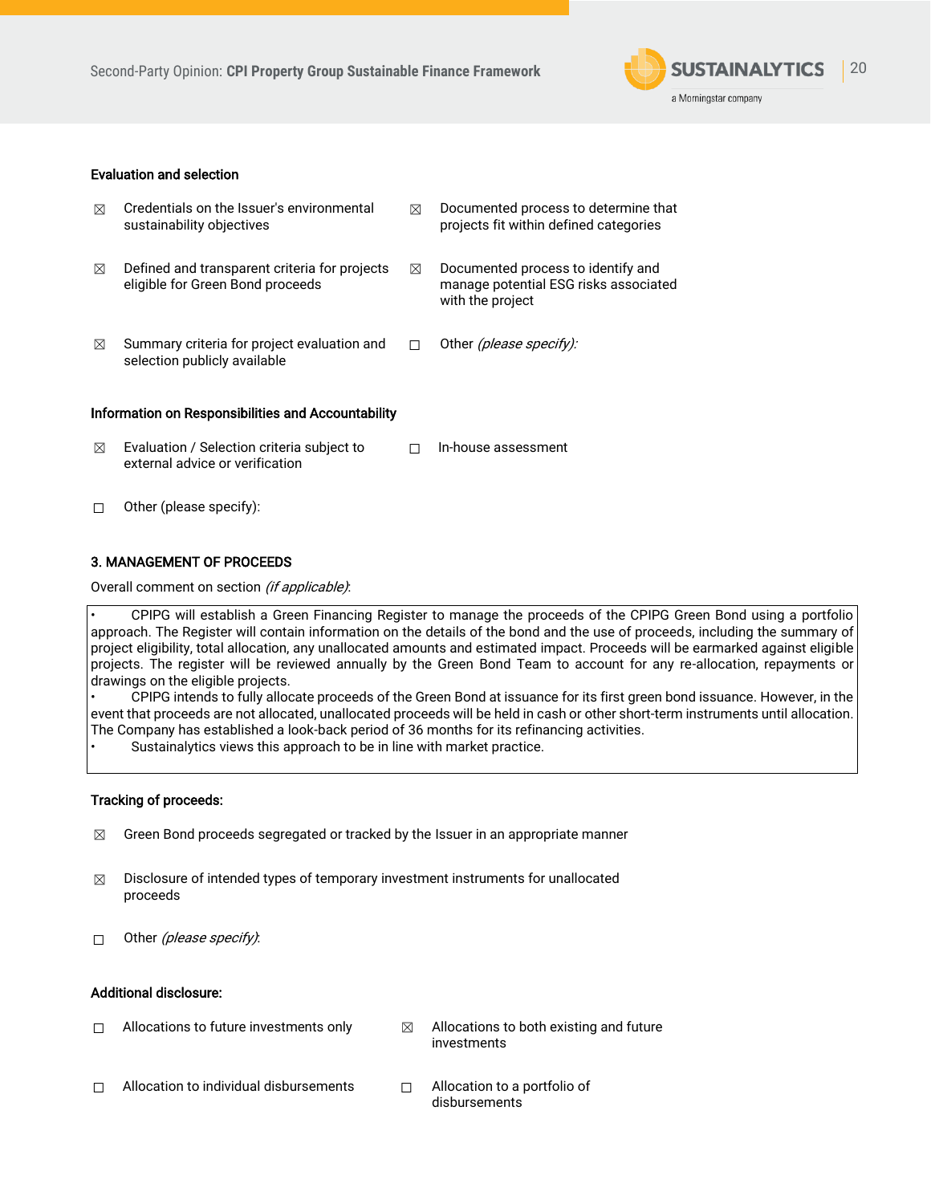**Evaluation and selection**

☒ Credentials on the Issuer's environmental sustainability objectives

☒ Documented process to determine that projects fit within defined categories

☒ Defined and transparent criteria for projects eligible for Green Bond proceeds

☒ Documented process to identify and manage potential ESG risks associated with the project

☒ Summary criteria for project evaluation and selection publicly available

☐ Other *(please specify):*

**Information on Responsibilities and Accountability**

☒ Evaluation / Selection criteria subject to external advice or verification

☐ In-house assessment

☐ Other (please specify):

**3. MANAGEMENT OF PROCEEDS**

Overall comment on section *(if applicable)*:

- CPIPG will establish a Green Financing Register to manage the proceeds of the CPIPG Green Bond using a portfolio approach. The Register will contain information on the details of the bond and the use of proceeds, including the summary of project eligibility, total allocation, any unallocated amounts and estimated impact. Proceeds will be earmarked against eligible projects. The register will be reviewed annually by the Green Bond Team to account for any re-allocation, repayments or drawings on the eligible projects.
- CPIPG intends to fully allocate proceeds of the Green Bond at issuance for its first green bond issuance. However, in the event that proceeds are not allocated, unallocated proceeds will be held in cash or other short-term instruments until allocation. The Company has established a look-back period of 36 months for its refinancing activities.
- Sustainalytics views this approach to be in line with market practice.

**Tracking of proceeds:**

☒ Green Bond proceeds segregated or tracked by the Issuer in an appropriate manner

☒ Disclosure of intended types of temporary investment instruments for unallocated proceeds

☐ Other *(please specify)*:

**Additional disclosure:**

☐ Allocations to future investments only

☒ Allocations to both existing and future investments

☐ Allocation to individual disbursements

☐ Allocation to a portfolio of disbursements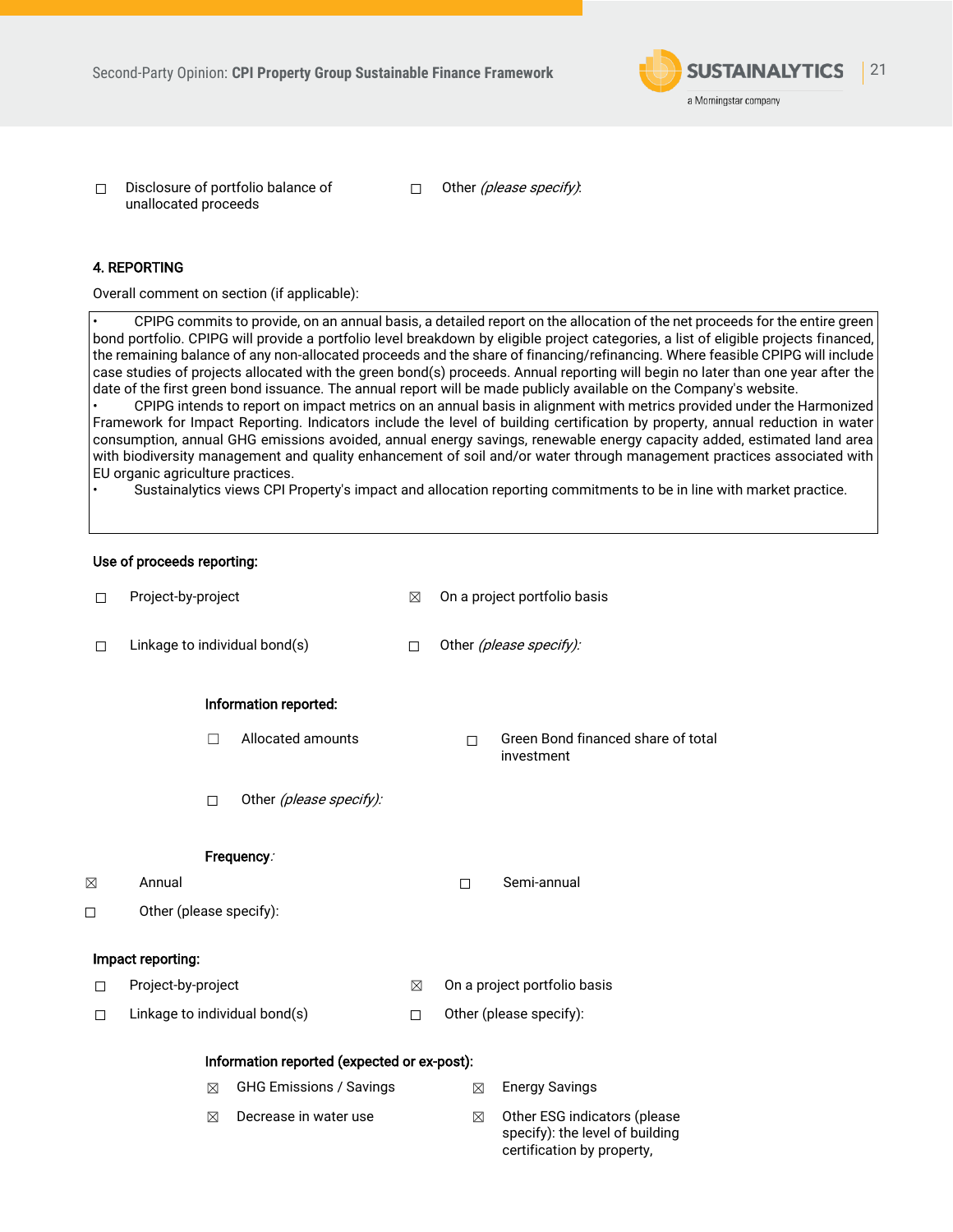☐ Disclosure of portfolio balance of unallocated proceeds

☐ Other *(please specify)*:

**4. REPORTING**

Overall comment on section (if applicable):

- CPIPG commits to provide, on an annual basis, a detailed report on the allocation of the net proceeds for the entire green bond portfolio. CPIPG will provide a portfolio level breakdown by eligible project categories, a list of eligible projects financed, the remaining balance of any non-allocated proceeds and the share of financing/refinancing. Where feasible CPIPG will include case studies of projects allocated with the green bond(s) proceeds. Annual reporting will begin no later than one year after the date of the first green bond issuance. The annual report will be made publicly available on the Company's website.
- CPIPG intends to report on impact metrics on an annual basis in alignment with metrics provided under the Harmonized Framework for Impact Reporting. Indicators include the level of building certification by property, annual reduction in water consumption, annual GHG emissions avoided, annual energy savings, renewable energy capacity added, estimated land area with biodiversity management and quality enhancement of soil and/or water through management practices associated with EU organic agriculture practices.
- Sustainalytics views CPI Property's impact and allocation reporting commitments to be in line with market practice.

**Use of proceeds reporting:**

☐ Project-by-project

☒ On a project portfolio basis

☐ Linkage to individual bond(s)

☐ Other *(please specify)*:

**Information reported:**

☐ Allocated amounts

☐ Green Bond financed share of total investment

☐ Other *(please specify)*:

**Frequency**:

☒ Annual

☐ Semi-annual

☐ Other (please specify):

**Impact reporting:**

☐ Project-by-project

☒ On a project portfolio basis

☐ Linkage to individual bond(s)

☐ Other (please specify):

**Information reported (expected or ex-post):**

☒ GHG Emissions / Savings

☒ Energy Savings

☒ Decrease in water use

☒ Other ESG indicators (please specify): the level of building certification by property,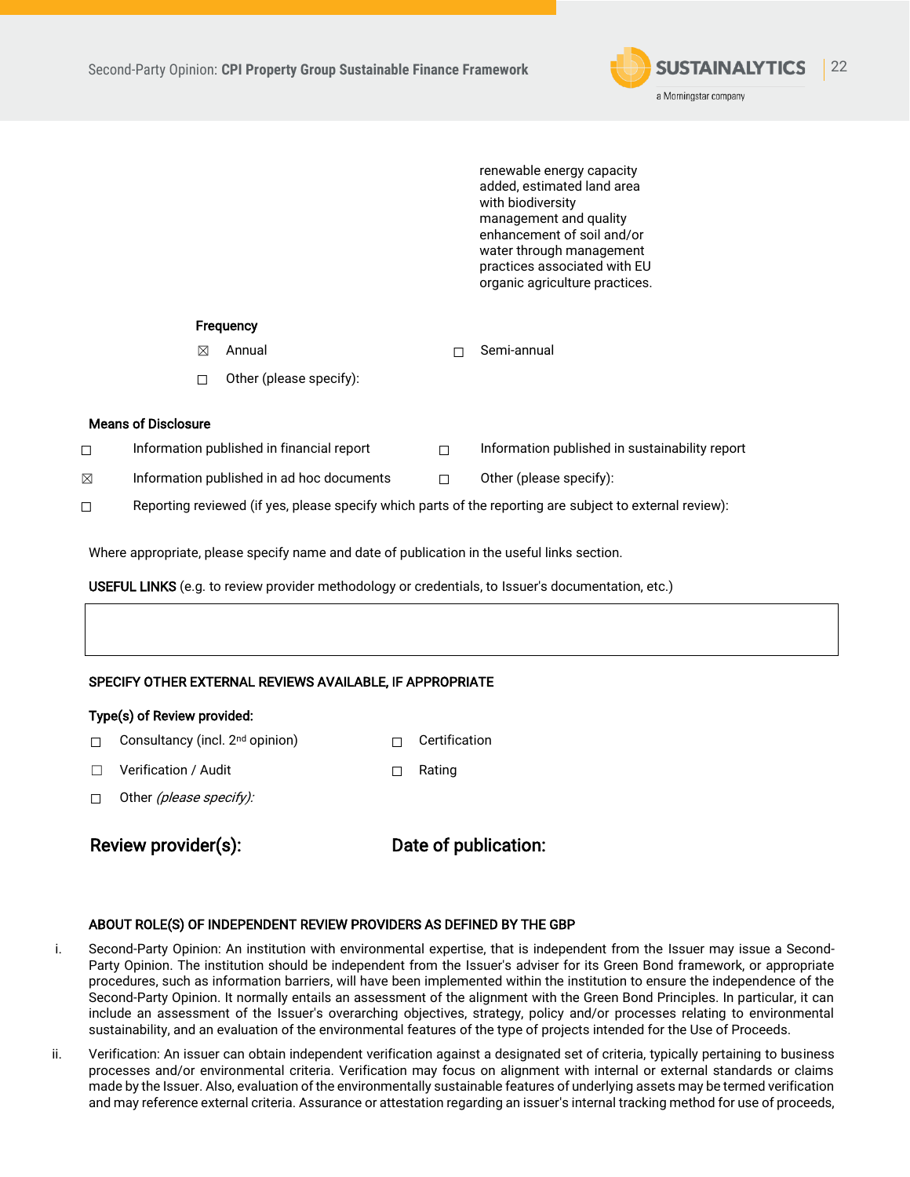renewable energy capacity added, estimated land area with biodiversity management and quality enhancement of soil and/or water through management practices associated with EU organic agriculture practices.

**Frequency**

- ☒ Annual
- ☐ Semi-annual
- ☐ Other (please specify):

**Means of Disclosure**

- ☐ Information published in financial report
- ☐ Information published in sustainability report
- ☒ Information published in ad hoc documents
- ☐ Other (please specify):
- ☐ Reporting reviewed (if yes, please specify which parts of the reporting are subject to external review):

Where appropriate, please specify name and date of publication in the useful links section.

**USEFUL LINKS** (e.g. to review provider methodology or credentials, to Issuer's documentation, etc.)

| |
|---|
| |

**SPECIFY OTHER EXTERNAL REVIEWS AVAILABLE, IF APPROPRIATE**

**Type(s) of Review provided:**

- ☐ Consultancy (incl. 2nd opinion)
- ☐ Certification
- ☐ Verification / Audit
- ☐ Rating
- ☐ Other *(please specify):*

**Review provider(s):** **Date of publication:**

**ABOUT ROLE(S) OF INDEPENDENT REVIEW PROVIDERS AS DEFINED BY THE GBP**

i. Second-Party Opinion: An institution with environmental expertise, that is independent from the Issuer may issue a Second-Party Opinion. The institution should be independent from the Issuer's adviser for its Green Bond framework, or appropriate procedures, such as information barriers, will have been implemented within the institution to ensure the independence of the Second-Party Opinion. It normally entails an assessment of the alignment with the Green Bond Principles. In particular, it can include an assessment of the Issuer's overarching objectives, strategy, policy and/or processes relating to environmental sustainability, and an evaluation of the environmental features of the type of projects intended for the Use of Proceeds.

ii. Verification: An issuer can obtain independent verification against a designated set of criteria, typically pertaining to business processes and/or environmental criteria. Verification may focus on alignment with internal or external standards or claims made by the Issuer. Also, evaluation of the environmentally sustainable features of underlying assets may be termed verification and may reference external criteria. Assurance or attestation regarding an issuer's internal tracking method for use of proceeds,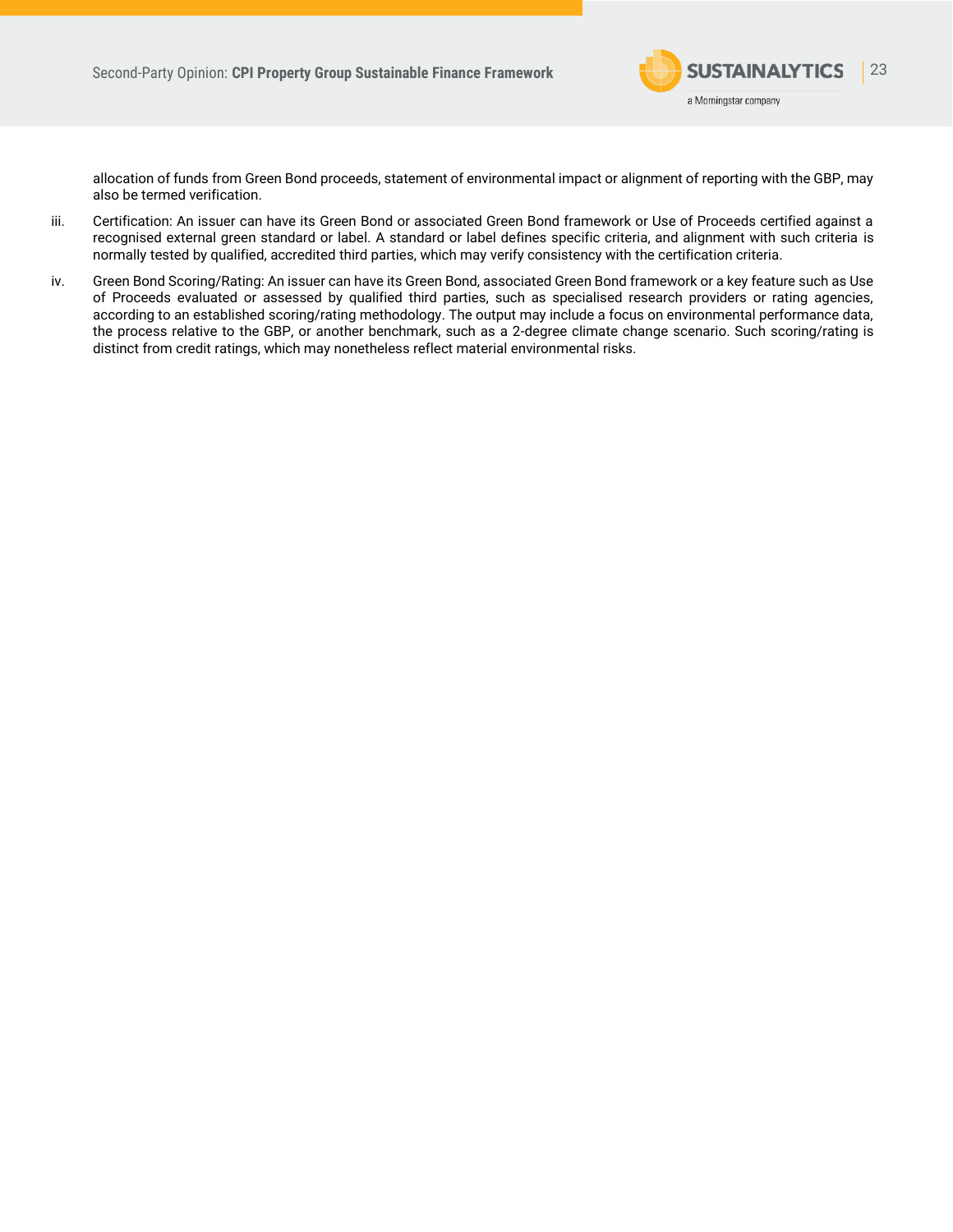allocation of funds from Green Bond proceeds, statement of environmental impact or alignment of reporting with the GBP, may also be termed verification.

iii. Certification: An issuer can have its Green Bond or associated Green Bond framework or Use of Proceeds certified against a recognised external green standard or label. A standard or label defines specific criteria, and alignment with such criteria is normally tested by qualified, accredited third parties, which may verify consistency with the certification criteria.

iv. Green Bond Scoring/Rating: An issuer can have its Green Bond, associated Green Bond framework or a key feature such as Use of Proceeds evaluated or assessed by qualified third parties, such as specialised research providers or rating agencies, according to an established scoring/rating methodology. The output may include a focus on environmental performance data, the process relative to the GBP, or another benchmark, such as a 2-degree climate change scenario. Such scoring/rating is distinct from credit ratings, which may nonetheless reflect material environmental risks.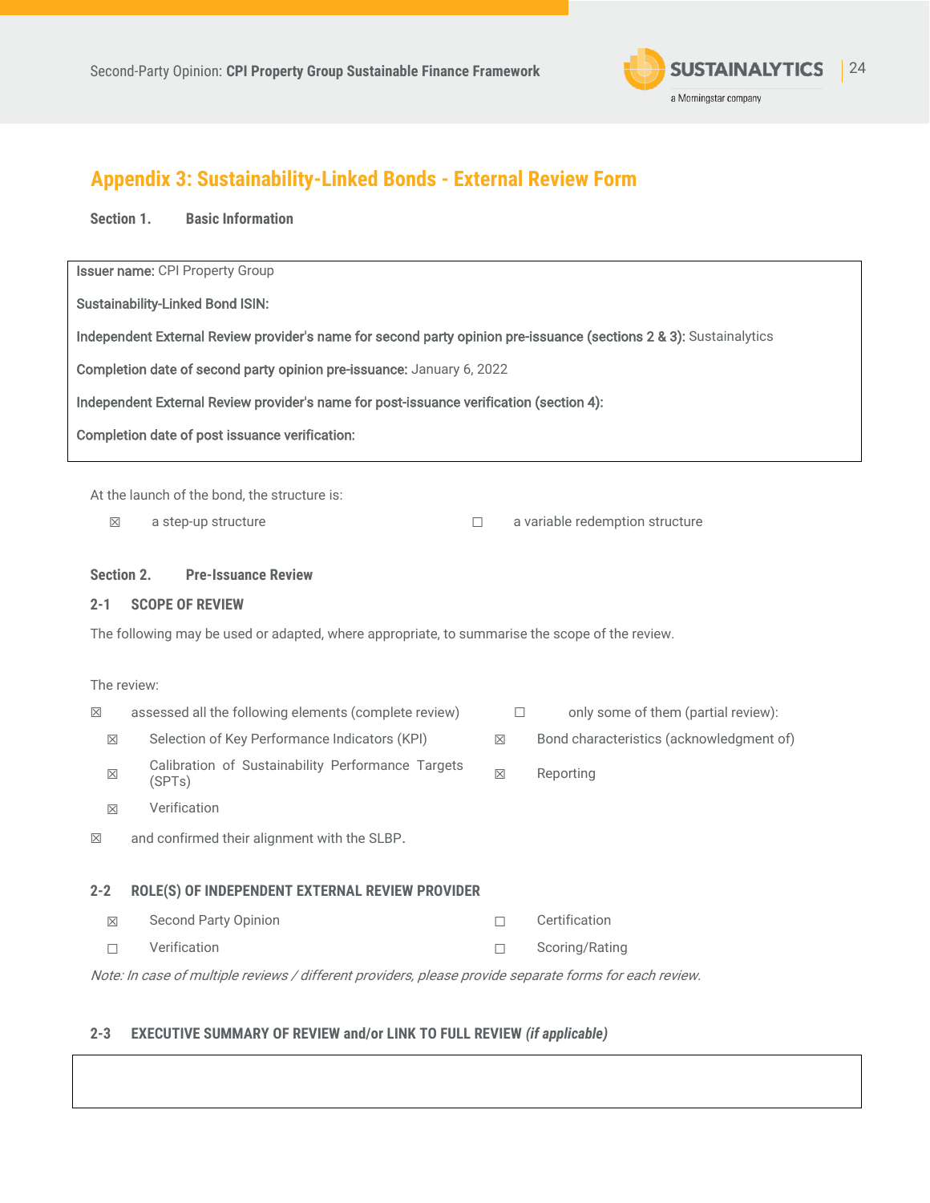## Appendix 3: Sustainability-Linked Bonds - External Review Form

### Section 1. Basic Information

**Issuer name:** CPI Property Group

**Sustainability-Linked Bond ISIN:**

**Independent External Review provider's name for second party opinion pre-issuance (sections 2 & 3):** Sustainalytics

**Completion date of second party opinion pre-issuance:** January 6, 2022

**Independent External Review provider's name for post-issuance verification (section 4):**

**Completion date of post issuance verification:**

At the launch of the bond, the structure is:

| | | | |
|---|---|---|---|
| ☒ | a step-up structure | ☐ | a variable redemption structure |

### Section 2. Pre-Issuance Review

#### 2-1 SCOPE OF REVIEW

The following may be used or adapted, where appropriate, to summarise the scope of the review.

The review:

| | | | |
|---|---|---|---|
| ☒ | assessed all the following elements (complete review) | ☐ | only some of them (partial review): |
| ☒ | Selection of Key Performance Indicators (KPI) | ☒ | Bond characteristics (acknowledgment of) |
| ☒ | Calibration of Sustainability Performance Targets (SPTs) | ☒ | Reporting |
| ☒ | Verification | | |
| ☒ | and confirmed their alignment with the SLBP. | | |

#### 2-2 ROLE(S) OF INDEPENDENT EXTERNAL REVIEW PROVIDER

| | | | |
|---|---|---|---|
| ☒ | Second Party Opinion | ☐ | Certification |
| ☐ | Verification | ☐ | Scoring/Rating |

*Note: In case of multiple reviews / different providers, please provide separate forms for each review.*

#### 2-3 EXECUTIVE SUMMARY OF REVIEW and/or LINK TO FULL REVIEW *(if applicable)*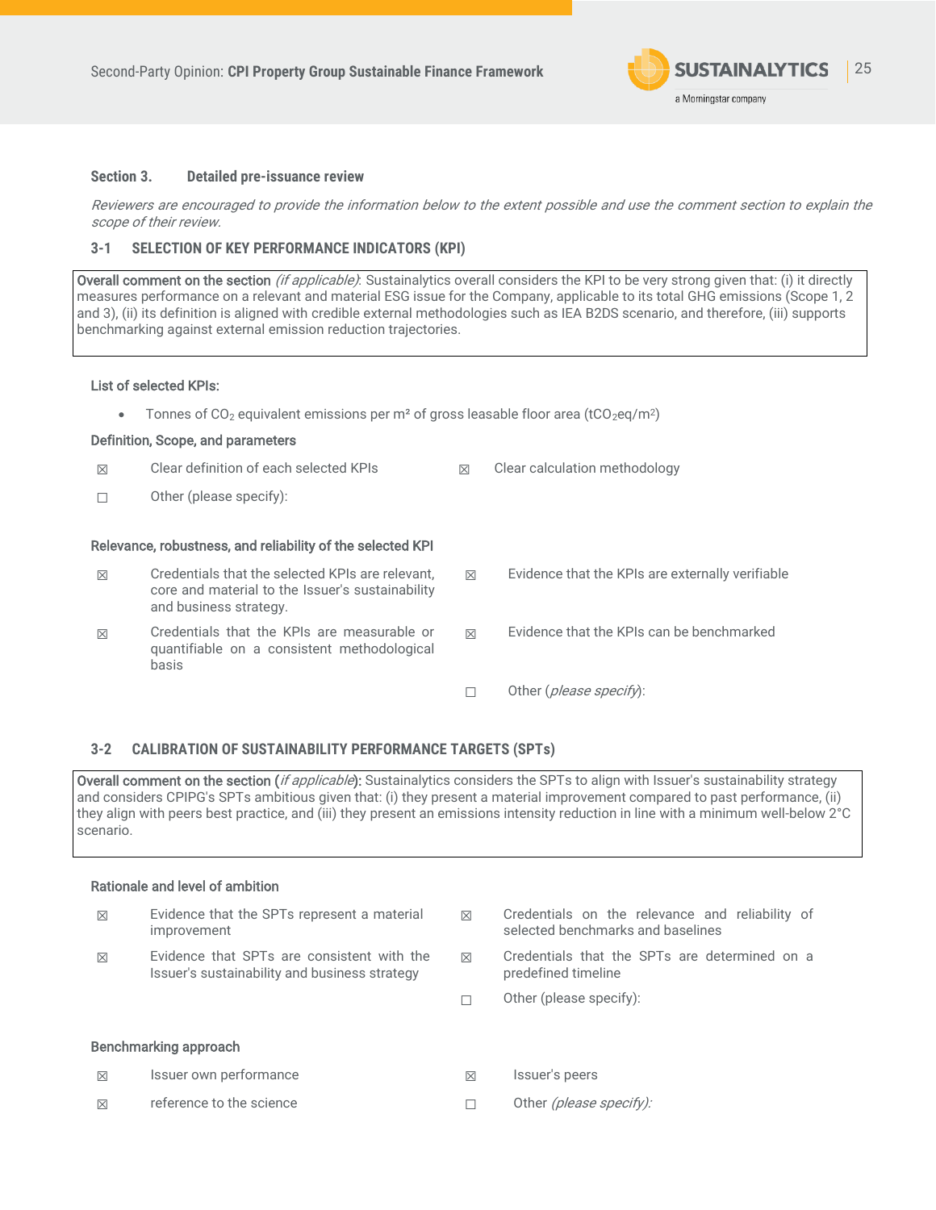## Section 3. Detailed pre-issuance review

*Reviewers are encouraged to provide the information below to the extent possible and use the comment section to explain the scope of their review.*

### 3-1 SELECTION OF KEY PERFORMANCE INDICATORS (KPI)

**Overall comment on the section** *(if applicable)*: Sustainalytics overall considers the KPI to be very strong given that: (i) it directly measures performance on a relevant and material ESG issue for the Company, applicable to its total GHG emissions (Scope 1, 2 and 3), (ii) its definition is aligned with credible external methodologies such as IEA B2DS scenario, and therefore, (iii) supports benchmarking against external emission reduction trajectories.

**List of selected KPIs:**

- Tonnes of $CO_2$ equivalent emissions per m² of gross leasable floor area ($tCO_2eq/m^2$)

**Definition, Scope, and parameters**

- ☒ Clear definition of each selected KPIs
- ☒ Clear calculation methodology
- ☐ Other (please specify):

**Relevance, robustness, and reliability of the selected KPI**

- ☒ Credentials that the selected KPIs are relevant, core and material to the Issuer's sustainability and business strategy.
- ☒ Evidence that the KPIs are externally verifiable
- ☒ Credentials that the KPIs are measurable or quantifiable on a consistent methodological basis
- ☒ Evidence that the KPIs can be benchmarked
- ☐ Other (*please specify*):

### 3-2 CALIBRATION OF SUSTAINABILITY PERFORMANCE TARGETS (SPTs)

**Overall comment on the section** (*if applicable*)**:** Sustainalytics considers the SPTs to align with Issuer's sustainability strategy and considers CPIPG's SPTs ambitious given that: (i) they present a material improvement compared to past performance, (ii) they align with peers best practice, and (iii) they present an emissions intensity reduction in line with a minimum well-below 2°C scenario.

**Rationale and level of ambition**

- ☒ Evidence that the SPTs represent a material improvement
- ☒ Credentials on the relevance and reliability of selected benchmarks and baselines
- ☒ Evidence that SPTs are consistent with the Issuer's sustainability and business strategy
- ☒ Credentials that the SPTs are determined on a predefined timeline
- ☐ Other (please specify):

**Benchmarking approach**

- ☒ Issuer own performance
- ☒ Issuer's peers
- ☒ reference to the science
- ☐ Other *(please specify):*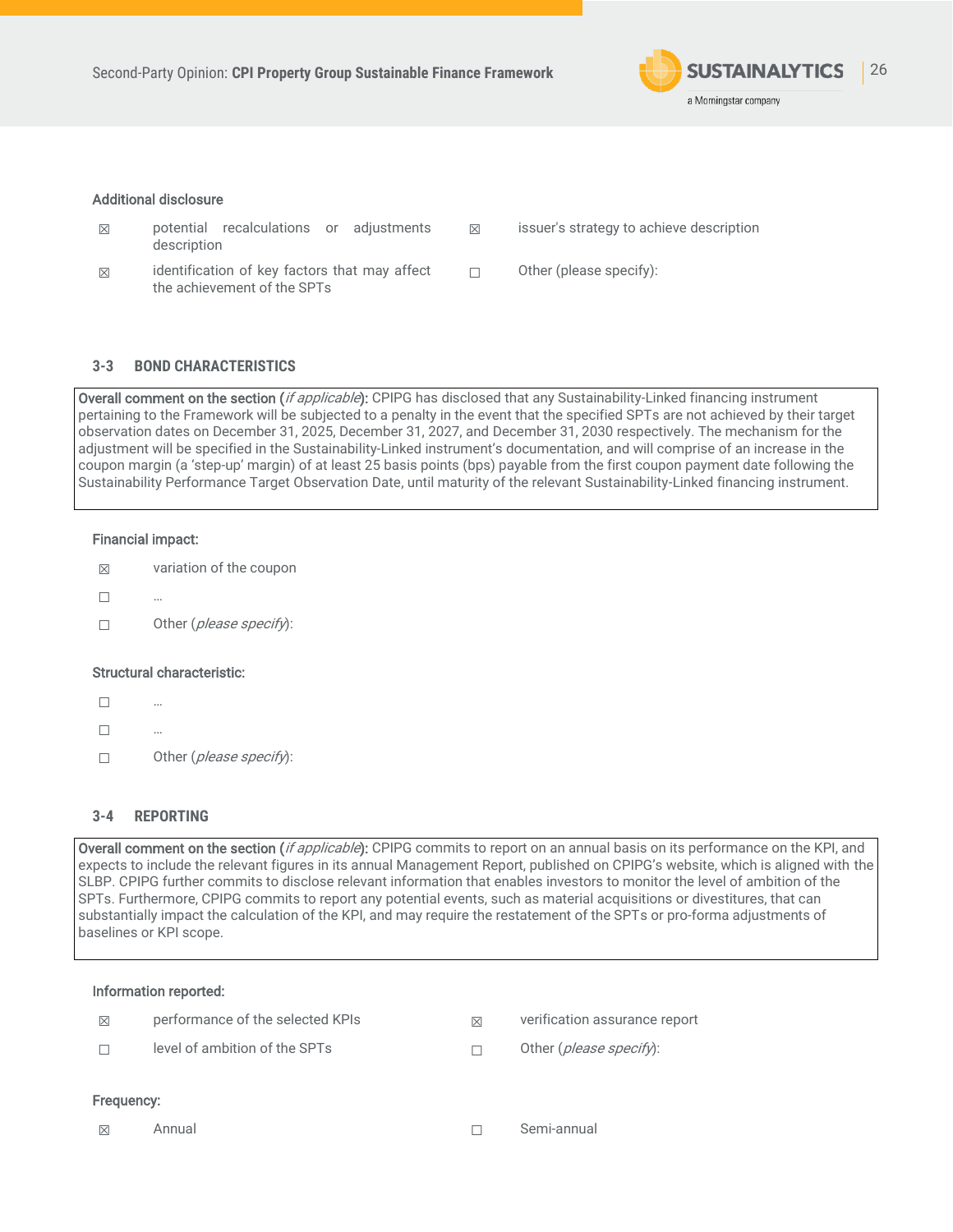**Additional disclosure**

| | | | |
|---|---|---|---|
| ☒ | potential recalculations or adjustments description | ☒ | issuer's strategy to achieve description |
| ☒ | identification of key factors that may affect the achievement of the SPTs | ☐ | Other (please specify): |

## 3-3 BOND CHARACTERISTICS

**Overall comment on the section (*if applicable*):** CPIPG has disclosed that any Sustainability-Linked financing instrument pertaining to the Framework will be subjected to a penalty in the event that the specified SPTs are not achieved by their target observation dates on December 31, 2025, December 31, 2027, and December 31, 2030 respectively. The mechanism for the adjustment will be specified in the Sustainability-Linked instrument's documentation, and will comprise of an increase in the coupon margin (a 'step-up' margin) of at least 25 basis points (bps) payable from the first coupon payment date following the Sustainability Performance Target Observation Date, until maturity of the relevant Sustainability-Linked financing instrument.

**Financial impact:**

- ☒ variation of the coupon
- ☐ …
- ☐ Other (*please specify*):

**Structural characteristic:**

- ☐ …
- ☐ …
- ☐ Other (*please specify*):

## 3-4 REPORTING

**Overall comment on the section (*if applicable*):** CPIPG commits to report on an annual basis on its performance on the KPI, and expects to include the relevant figures in its annual Management Report, published on CPIPG's website, which is aligned with the SLBP. CPIPG further commits to disclose relevant information that enables investors to monitor the level of ambition of the SPTs. Furthermore, CPIPG commits to report any potential events, such as material acquisitions or divestitures, that can substantially impact the calculation of the KPI, and may require the restatement of the SPTs or pro-forma adjustments of baselines or KPI scope.

**Information reported:**

| | | | |
|---|---|---|---|
| ☒ | performance of the selected KPIs | ☒ | verification assurance report |
| ☐ | level of ambition of the SPTs | ☐ | Other (*please specify*): |

**Frequency:**

| | | | |
|---|---|---|---|
| ☒ | Annual | ☐ | Semi-annual |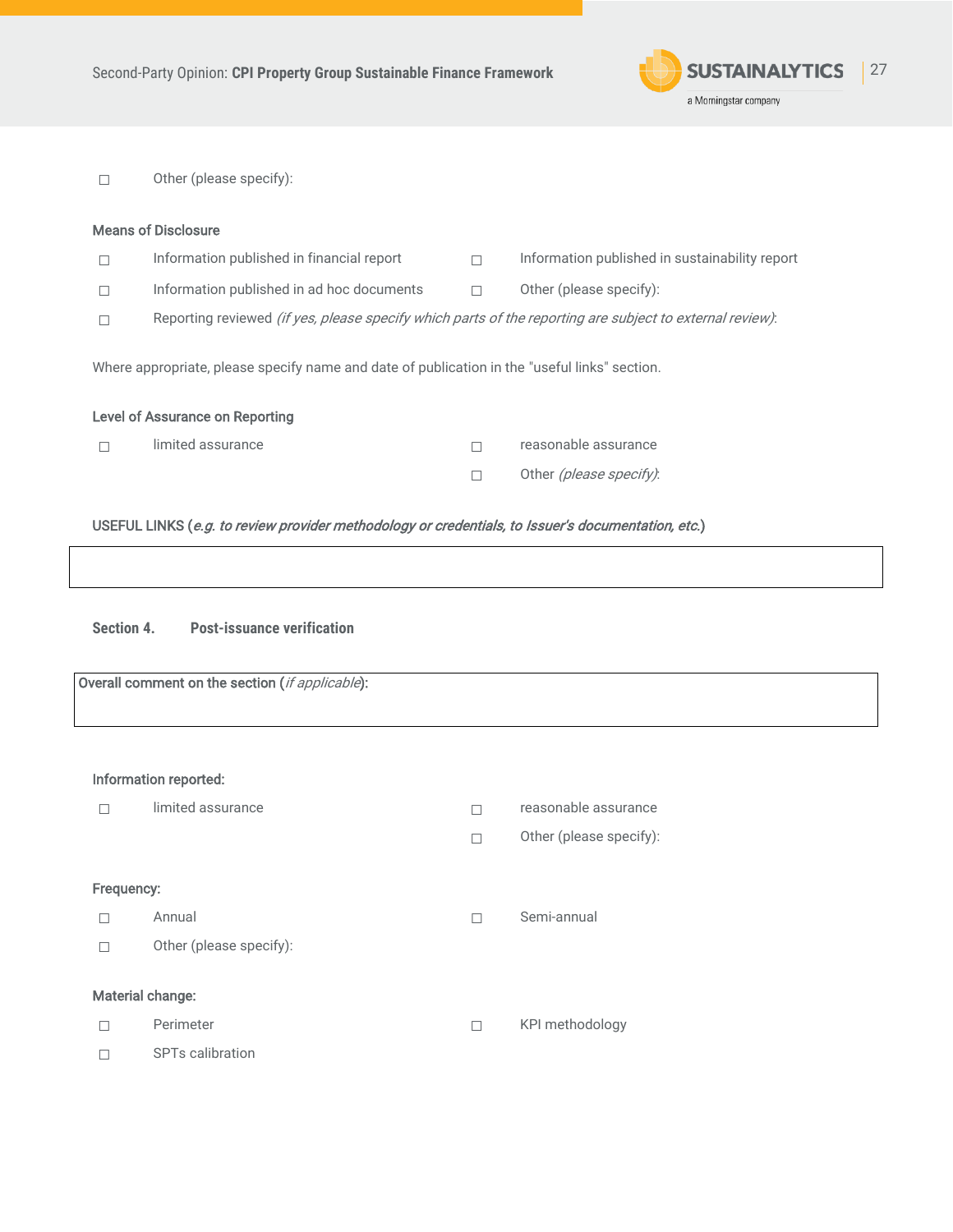☐ Other (please specify):

**Means of Disclosure**

| | | | |
|---|---|---|---|
| ☐ | Information published in financial report | ☐ | Information published in sustainability report |
| ☐ | Information published in ad hoc documents | ☐ | Other (please specify): |
| ☐ | Reporting reviewed *(if yes, please specify which parts of the reporting are subject to external review)*: | | |

Where appropriate, please specify name and date of publication in the "useful links" section.

**Level of Assurance on Reporting**

| | | | |
|---|---|---|---|
| ☐ | limited assurance | ☐ | reasonable assurance |
| | | ☐ | Other *(please specify)*: |

**USEFUL LINKS (*e.g. to review provider methodology or credentials, to Issuer's documentation, etc.*)**

| |
|---|
| |

**Section 4. Post-issuance verification**

| **Overall comment on the section (*if applicable*):** |
|---|
| |

**Information reported:**

| | | | |
|---|---|---|---|
| ☐ | limited assurance | ☐ | reasonable assurance |
| | | ☐ | Other (please specify): |

**Frequency:**

| | | | |
|---|---|---|---|
| ☐ | Annual | ☐ | Semi-annual |
| ☐ | Other (please specify): | | |

**Material change:**

| | | | |
|---|---|---|---|
| ☐ | Perimeter | ☐ | KPI methodology |
| ☐ | SPTs calibration | | |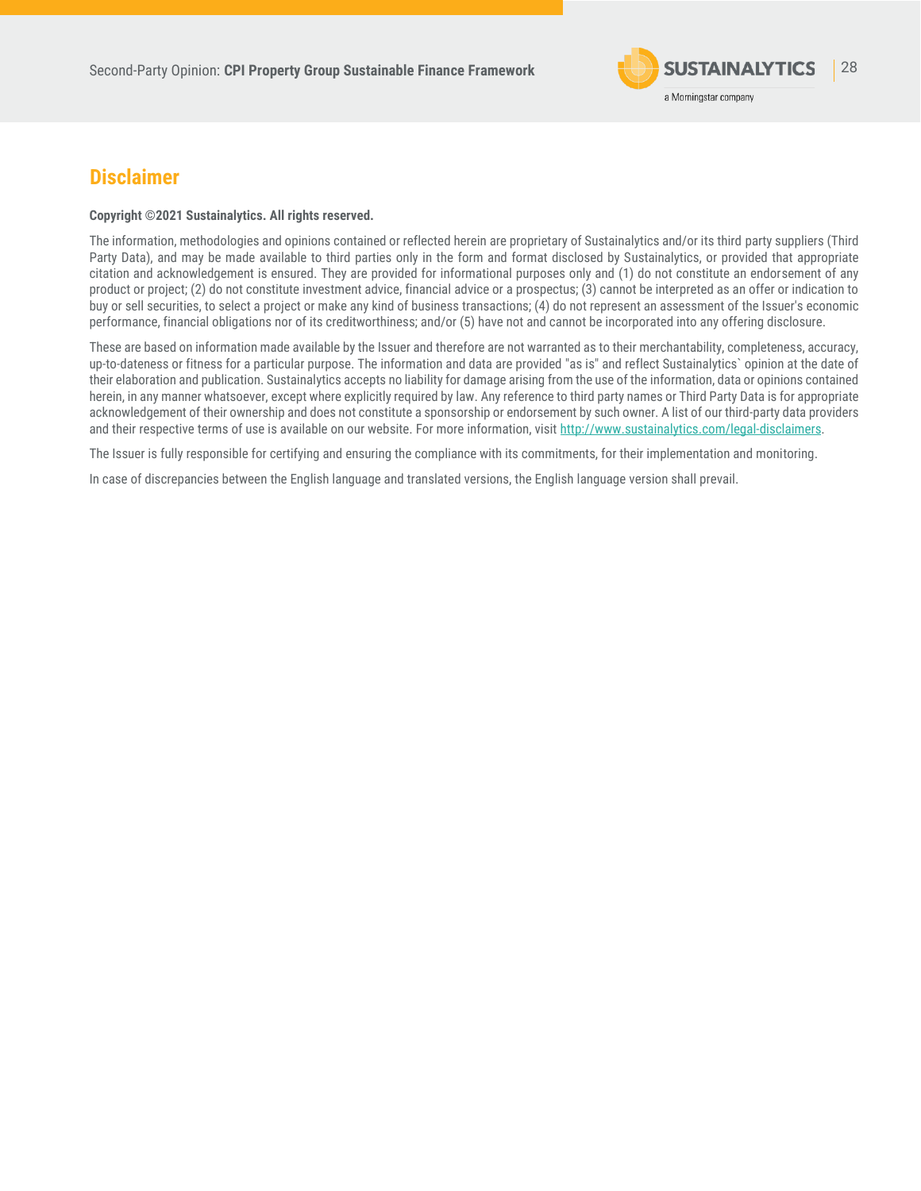## Disclaimer

**Copyright ©2021 Sustainalytics. All rights reserved.**

The information, methodologies and opinions contained or reflected herein are proprietary of Sustainalytics and/or its third party suppliers (Third Party Data), and may be made available to third parties only in the form and format disclosed by Sustainalytics, or provided that appropriate citation and acknowledgement is ensured. They are provided for informational purposes only and (1) do not constitute an endorsement of any product or project; (2) do not constitute investment advice, financial advice or a prospectus; (3) cannot be interpreted as an offer or indication to buy or sell securities, to select a project or make any kind of business transactions; (4) do not represent an assessment of the Issuer's economic performance, financial obligations nor of its creditworthiness; and/or (5) have not and cannot be incorporated into any offering disclosure.

These are based on information made available by the Issuer and therefore are not warranted as to their merchantability, completeness, accuracy, up-to-dateness or fitness for a particular purpose. The information and data are provided "as is" and reflect Sustainalytics` opinion at the date of their elaboration and publication. Sustainalytics accepts no liability for damage arising from the use of the information, data or opinions contained herein, in any manner whatsoever, except where explicitly required by law. Any reference to third party names or Third Party Data is for appropriate acknowledgement of their ownership and does not constitute a sponsorship or endorsement by such owner. A list of our third-party data providers and their respective terms of use is available on our website. For more information, visit http://www.sustainalytics.com/legal-disclaimers.

The Issuer is fully responsible for certifying and ensuring the compliance with its commitments, for their implementation and monitoring.

In case of discrepancies between the English language and translated versions, the English language version shall prevail.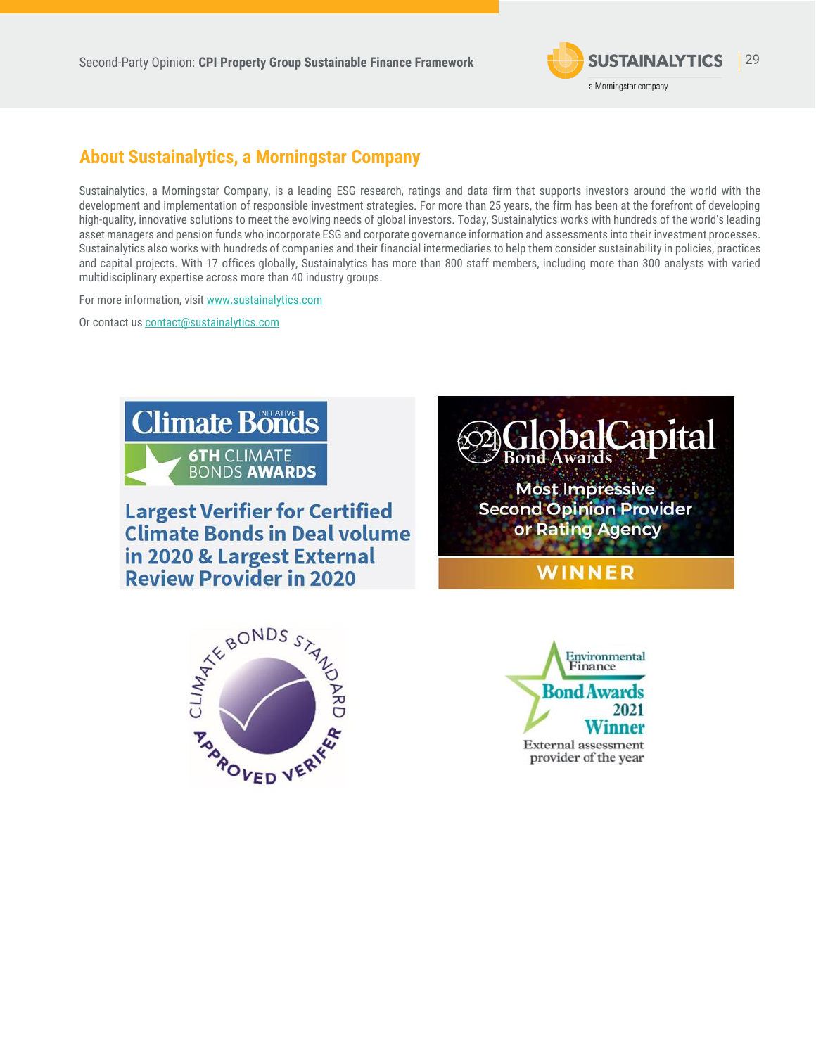## About Sustainalytics, a Morningstar Company

Sustainalytics, a Morningstar Company, is a leading ESG research, ratings and data firm that supports investors around the world with the development and implementation of responsible investment strategies. For more than 25 years, the firm has been at the forefront of developing high-quality, innovative solutions to meet the evolving needs of global investors. Today, Sustainalytics works with hundreds of the world's leading asset managers and pension funds who incorporate ESG and corporate governance information and assessments into their investment processes. Sustainalytics also works with hundreds of companies and their financial intermediaries to help them consider sustainability in policies, practices and capital projects. With 17 offices globally, Sustainalytics has more than 800 staff members, including more than 300 analysts with varied multidisciplinary expertise across more than 40 industry groups.

For more information, visit www.sustainalytics.com

Or contact us contact@sustainalytics.com

Climate Bonds Initiative
6TH CLIMATE BONDS AWARDS
Largest Verifier for Certified Climate Bonds in Deal volume in 2020 & Largest External Review Provider in 2020

2021 GlobalCapital Bond Awards
Most Impressive Second Opinion Provider or Rating Agency
WINNER

CLIMATE BONDS STANDARD APPROVED VERIFIER

Environmental Finance Bond Awards 2021 Winner
External assessment provider of the year